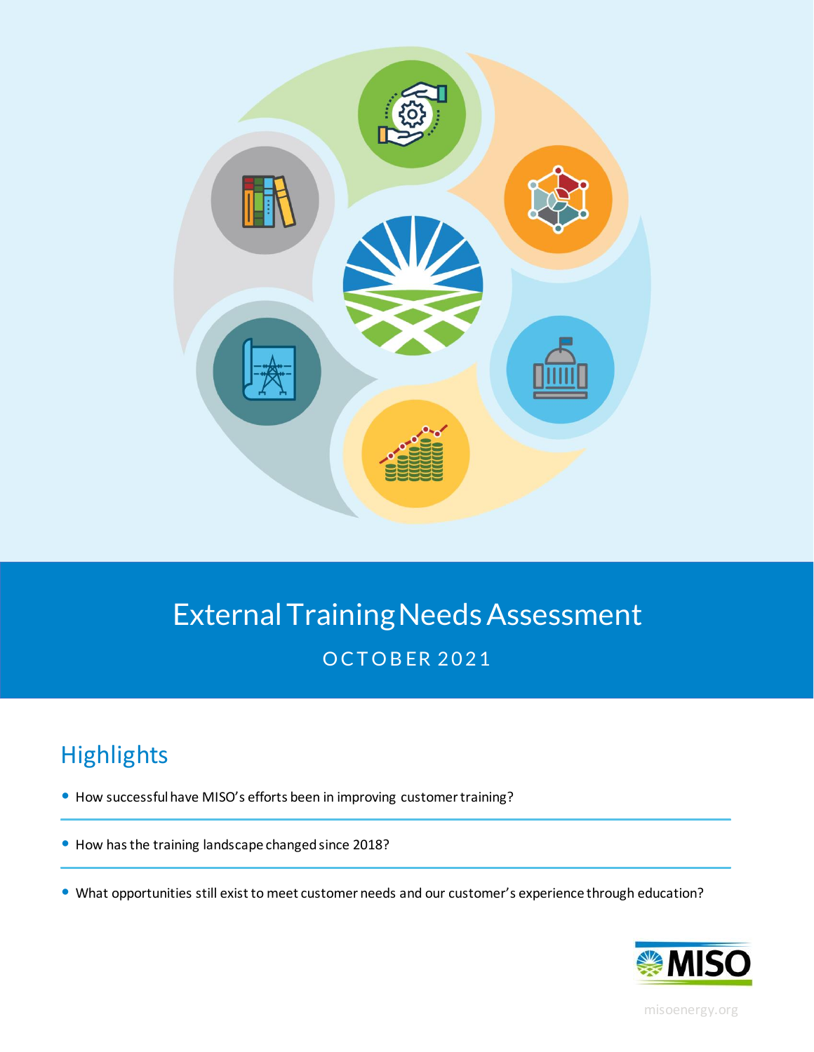# External Training Needs Assessment

OCTOBER 2021

## Highlights

- How successful have MISO's efforts been in improving customer training?
- How has the training landscape changed since 2018?
- What opportunities still exist to meet customer needs and our customer's experience through education?

misoenergy.org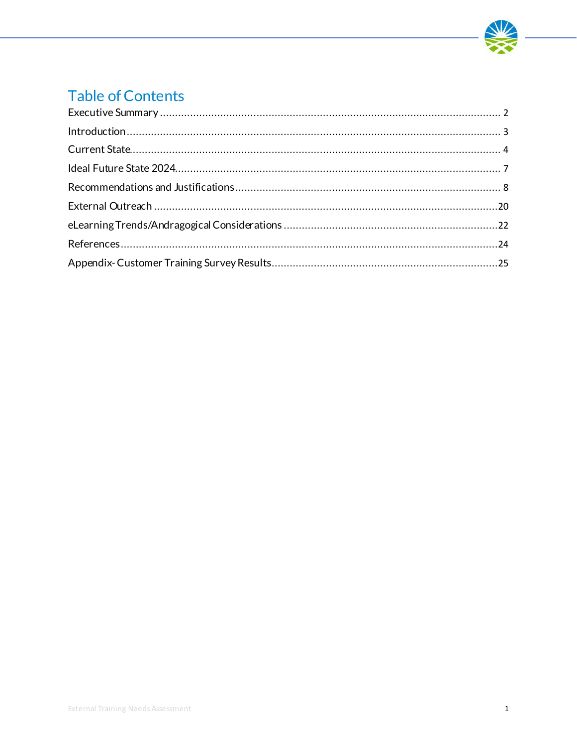# Table of Contents

Executive Summary ........................................................................................................ 2

Introduction .................................................................................................................. 3

Current State.................................................................................................................. 4

Ideal Future State 2024.................................................................................................. 7

Recommendations and Justifications ............................................................................ 8

External Outreach .........................................................................................................20

eLearning Trends/Andragogical Considerations ...........................................................22

References.....................................................................................................................24

Appendix- Customer Training Survey Results................................................................25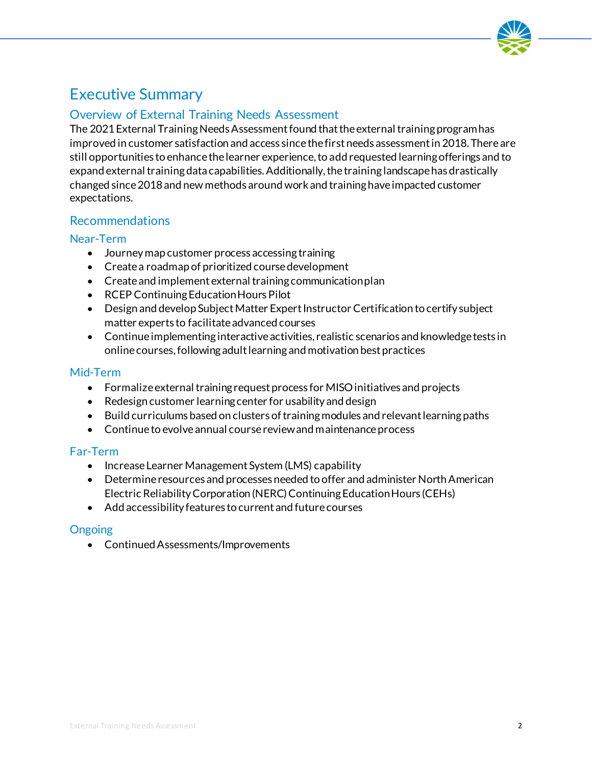# Executive Summary

## Overview of External Training Needs Assessment

The 2021 External Training Needs Assessment found that the external training program has improved in customer satisfaction and access since the first needs assessment in 2018. There are still opportunities to enhance the learner experience, to add requested learning offerings and to expand external training data capabilities. Additionally, the training landscape has drastically changed since 2018 and new methods around work and training have impacted customer expectations.

## Recommendations

### Near-Term

- Journey map customer process accessing training
- Create a roadmap of prioritized course development
- Create and implement external training communication plan
- RCEP Continuing Education Hours Pilot
- Design and develop Subject Matter Expert Instructor Certification to certify subject matter experts to facilitate advanced courses
- Continue implementing interactive activities, realistic scenarios and knowledge tests in online courses, following adult learning and motivation best practices

### Mid-Term

- Formalize external training request process for MISO initiatives and projects
- Redesign customer learning center for usability and design
- Build curriculums based on clusters of training modules and relevant learning paths
- Continue to evolve annual course review and maintenance process

### Far-Term

- Increase Learner Management System (LMS) capability
- Determine resources and processes needed to offer and administer North American Electric Reliability Corporation (NERC) Continuing Education Hours (CEHs)
- Add accessibility features to current and future courses

### Ongoing

- Continued Assessments/Improvements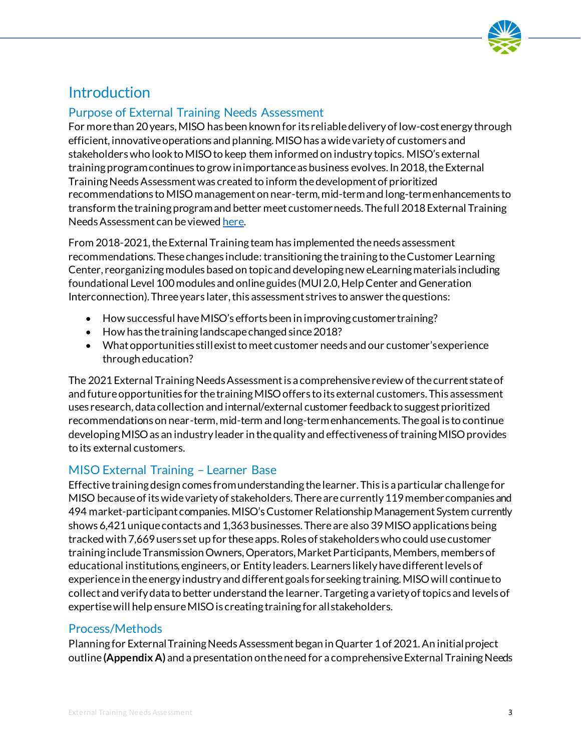# Introduction

## Purpose of External Training Needs Assessment

For more than 20 years, MISO has been known for its reliable delivery of low-cost energy through efficient, innovative operations and planning. MISO has a wide variety of customers and stakeholders who look to MISO to keep them informed on industry topics. MISO's external training program continues to grow in importance as business evolves. In 2018, the External Training Needs Assessment was created to inform the development of prioritized recommendations to MISO management on near-term, mid-term and long-term enhancements to transform the training program and better meet customer needs. The full 2018 External Training Needs Assessment can be viewed here.

From 2018-2021, the External Training team has implemented the needs assessment recommendations. These changes include: transitioning the training to the Customer Learning Center, reorganizing modules based on topic and developing new eLearning materials including foundational Level 100 modules and online guides (MUI 2.0, Help Center and Generation Interconnection). Three years later, this assessment strives to answer the questions:

- How successful have MISO's efforts been in improving customer training?
- How has the training landscape changed since 2018?
- What opportunities still exist to meet customer needs and our customer's experience through education?

The 2021 External Training Needs Assessment is a comprehensive review of the current state of and future opportunities for the training MISO offers to its external customers. This assessment uses research, data collection and internal/external customer feedback to suggest prioritized recommendations on near-term, mid-term and long-term enhancements. The goal is to continue developing MISO as an industry leader in the quality and effectiveness of training MISO provides to its external customers.

## MISO External Training – Learner Base

Effective training design comes from understanding the learner. This is a particular challenge for MISO because of its wide variety of stakeholders. There are currently 119 member companies and 494 market-participant companies. MISO's Customer Relationship Management System currently shows 6,421 unique contacts and 1,363 businesses. There are also 39 MISO applications being tracked with 7,669 users set up for these apps. Roles of stakeholders who could use customer training include Transmission Owners, Operators, Market Participants, Members, members of educational institutions, engineers, or Entity leaders. Learners likely have different levels of experience in the energy industry and different goals for seeking training. MISO will continue to collect and verify data to better understand the learner. Targeting a variety of topics and levels of expertise will help ensure MISO is creating training for all stakeholders.

## Process/Methods

Planning for External Training Needs Assessment began in Quarter 1 of 2021. An initial project outline **(Appendix A)** and a presentation on the need for a comprehensive External Training Needs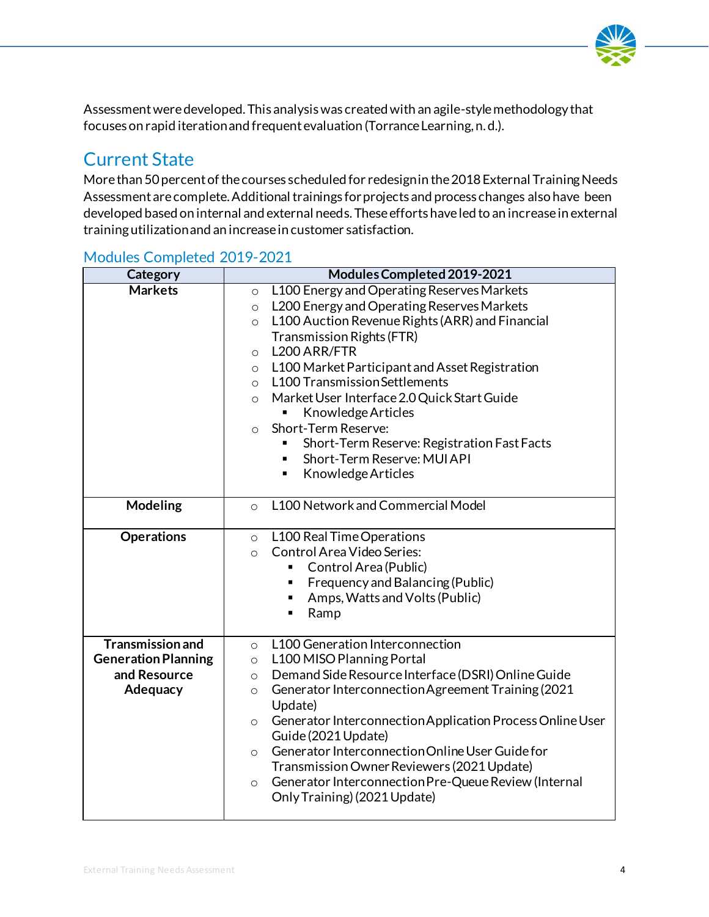Assessment were developed. This analysis was created with an agile-style methodology that focuses on rapid iteration and frequent evaluation (Torrance Learning, n. d.).

## Current State

More than 50 percent of the courses scheduled for redesign in the 2018 External Training Needs Assessment are complete. Additional trainings for projects and process changes also have been developed based on internal and external needs. These efforts have led to an increase in external training utilization and an increase in customer satisfaction.

### Modules Completed 2019-2021

| Category | Modules Completed 2019-2021 |
|---|---|
| **Markets** | ○ L100 Energy and Operating Reserves Markets<br>○ L200 Energy and Operating Reserves Markets<br>○ L100 Auction Revenue Rights (ARR) and Financial Transmission Rights (FTR)<br>○ L200 ARR/FTR<br>○ L100 Market Participant and Asset Registration<br>○ L100 Transmission Settlements<br>○ Market User Interface 2.0 Quick Start Guide<br>&nbsp;&nbsp;&nbsp;▪ Knowledge Articles<br>○ Short-Term Reserve:<br>&nbsp;&nbsp;&nbsp;▪ Short-Term Reserve: Registration Fast Facts<br>&nbsp;&nbsp;&nbsp;▪ Short-Term Reserve: MUI API<br>&nbsp;&nbsp;&nbsp;▪ Knowledge Articles |
| **Modeling** | ○ L100 Network and Commercial Model |
| **Operations** | ○ L100 Real Time Operations<br>○ Control Area Video Series:<br>&nbsp;&nbsp;&nbsp;▪ Control Area (Public)<br>&nbsp;&nbsp;&nbsp;▪ Frequency and Balancing (Public)<br>&nbsp;&nbsp;&nbsp;▪ Amps, Watts and Volts (Public)<br>&nbsp;&nbsp;&nbsp;▪ Ramp |
| **Transmission and Generation Planning and Resource Adequacy** | ○ L100 Generation Interconnection<br>○ L100 MISO Planning Portal<br>○ Demand Side Resource Interface (DSRI) Online Guide<br>○ Generator Interconnection Agreement Training (2021 Update)<br>○ Generator Interconnection Application Process Online User Guide (2021 Update)<br>○ Generator Interconnection Online User Guide for Transmission Owner Reviewers (2021 Update)<br>○ Generator Interconnection Pre-Queue Review (Internal Only Training) (2021 Update) |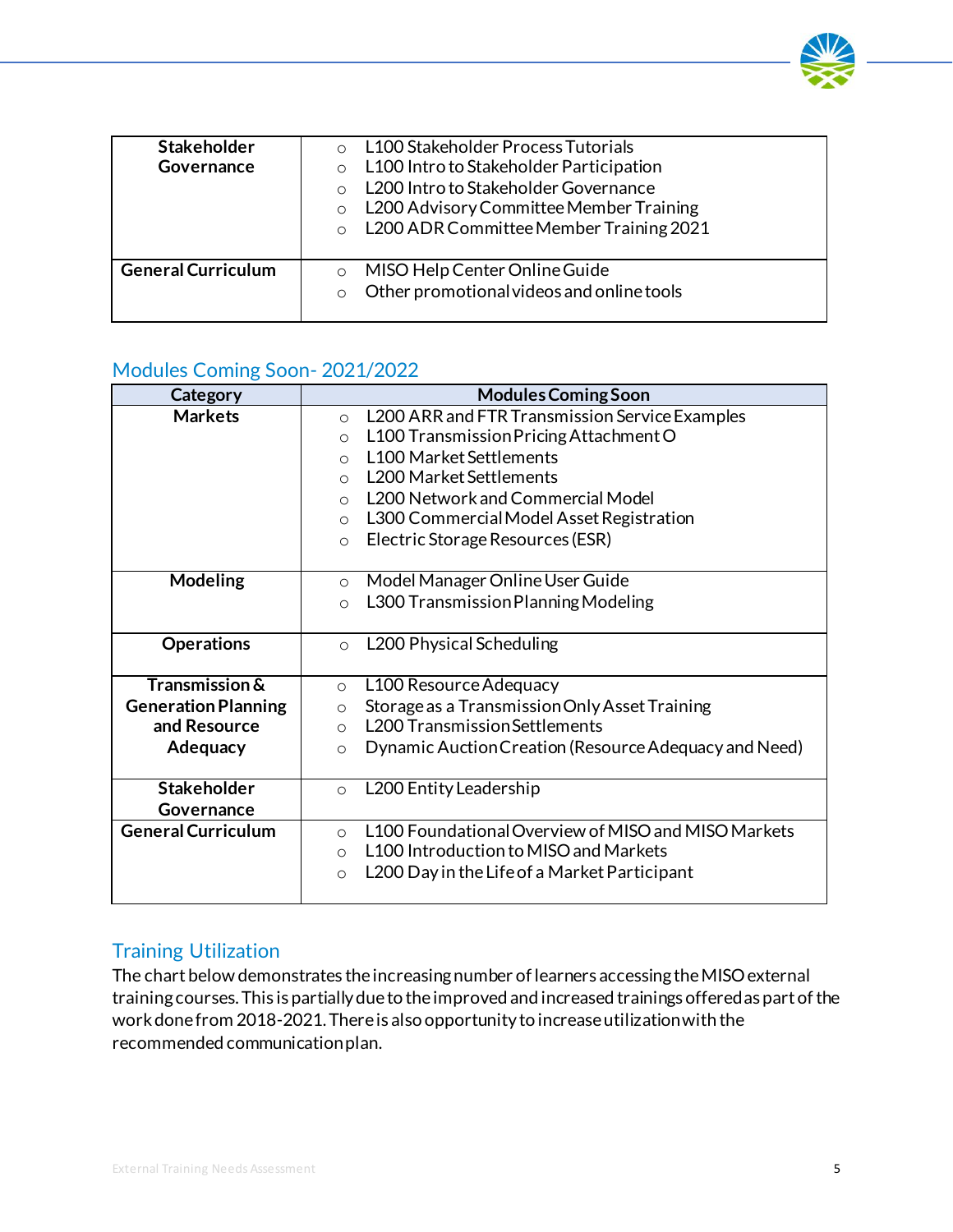| | |
|---|---|
| **Stakeholder Governance** | ○ L100 Stakeholder Process Tutorials<br>○ L100 Intro to Stakeholder Participation<br>○ L200 Intro to Stakeholder Governance<br>○ L200 Advisory Committee Member Training<br>○ L200 ADR Committee Member Training 2021 |
| **General Curriculum** | ○ MISO Help Center Online Guide<br>○ Other promotional videos and online tools |

## Modules Coming Soon- 2021/2022

| Category | Modules Coming Soon |
|---|---|
| **Markets** | ○ L200 ARR and FTR Transmission Service Examples<br>○ L100 Transmission Pricing Attachment O<br>○ L100 Market Settlements<br>○ L200 Market Settlements<br>○ L200 Network and Commercial Model<br>○ L300 Commercial Model Asset Registration<br>○ Electric Storage Resources (ESR) |
| **Modeling** | ○ Model Manager Online User Guide<br>○ L300 Transmission Planning Modeling |
| **Operations** | ○ L200 Physical Scheduling |
| **Transmission & Generation Planning and Resource Adequacy** | ○ L100 Resource Adequacy<br>○ Storage as a Transmission Only Asset Training<br>○ L200 Transmission Settlements<br>○ Dynamic Auction Creation (Resource Adequacy and Need) |
| **Stakeholder Governance** | ○ L200 Entity Leadership |
| **General Curriculum** | ○ L100 Foundational Overview of MISO and MISO Markets<br>○ L100 Introduction to MISO and Markets<br>○ L200 Day in the Life of a Market Participant |

## Training Utilization

The chart below demonstrates the increasing number of learners accessing the MISO external training courses. This is partially due to the improved and increased trainings offered as part of the work done from 2018-2021. There is also opportunity to increase utilization with the recommended communication plan.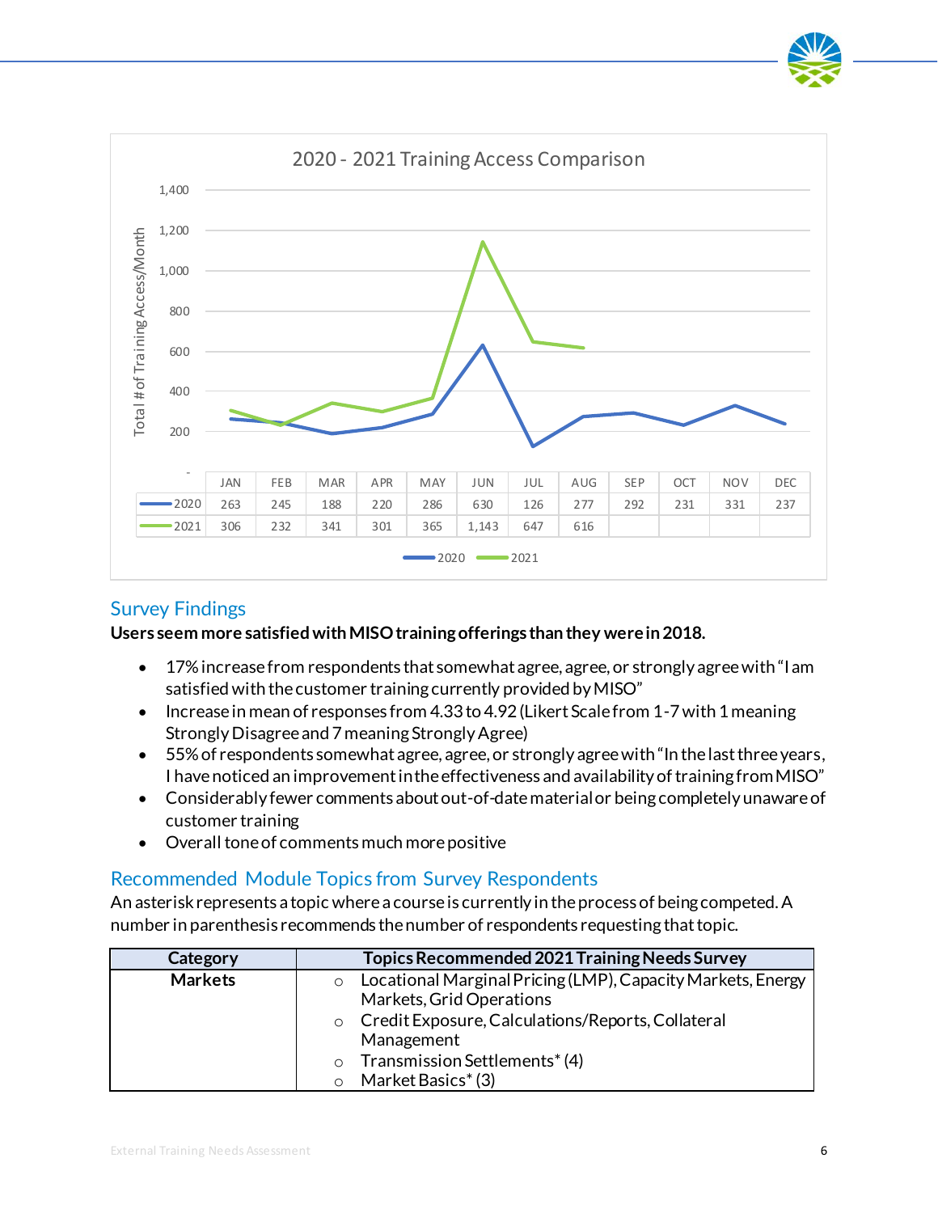2020 - 2021 Training Access Comparison

| | JAN | FEB | MAR | APR | MAY | JUN | JUL | AUG | SEP | OCT | NOV | DEC |
|---|---|---|---|---|---|---|---|---|---|---|---|---|
| 2020 | 263 | 245 | 188 | 220 | 286 | 630 | 126 | 277 | 292 | 231 | 331 | 237 |
| 2021 | 306 | 232 | 341 | 301 | 365 | 1,143 | 647 | 616 | | | | |

## Survey Findings

**Users seem more satisfied with MISO training offerings than they were in 2018.**

- 17% increase from respondents that somewhat agree, agree, or strongly agree with "I am satisfied with the customer training currently provided by MISO"
- Increase in mean of responses from 4.33 to 4.92 (Likert Scale from 1-7 with 1 meaning Strongly Disagree and 7 meaning Strongly Agree)
- 55% of respondents somewhat agree, agree, or strongly agree with "In the last three years, I have noticed an improvement in the effectiveness and availability of training from MISO"
- Considerably fewer comments about out-of-date material or being completely unaware of customer training
- Overall tone of comments much more positive

## Recommended Module Topics from Survey Respondents

An asterisk represents a topic where a course is currently in the process of being competed. A number in parenthesis recommends the number of respondents requesting that topic.

| Category | Topics Recommended 2021 Training Needs Survey |
|---|---|
| **Markets** | ○ Locational Marginal Pricing (LMP), Capacity Markets, Energy Markets, Grid Operations<br>○ Credit Exposure, Calculations/Reports, Collateral Management<br>○ Transmission Settlements* (4)<br>○ Market Basics* (3) |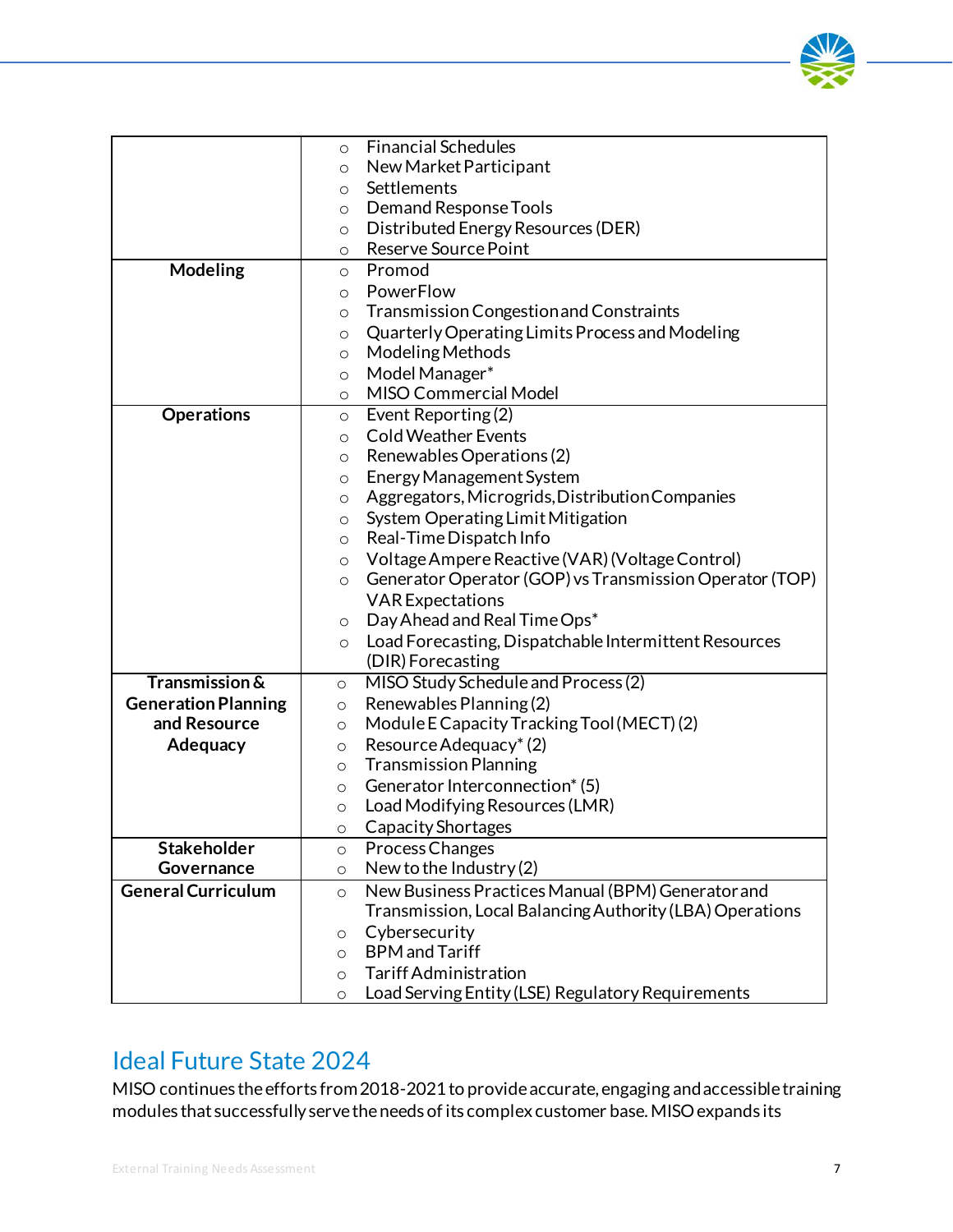|  |  |
|---|---|
|  | ○ Financial Schedules<br>○ New Market Participant<br>○ Settlements<br>○ Demand Response Tools<br>○ Distributed Energy Resources (DER)<br>○ Reserve Source Point |
| **Modeling** | ○ Promod<br>○ PowerFlow<br>○ Transmission Congestion and Constraints<br>○ Quarterly Operating Limits Process and Modeling<br>○ Modeling Methods<br>○ Model Manager*<br>○ MISO Commercial Model |
| **Operations** | ○ Event Reporting (2)<br>○ Cold Weather Events<br>○ Renewables Operations (2)<br>○ Energy Management System<br>○ Aggregators, Microgrids, Distribution Companies<br>○ System Operating Limit Mitigation<br>○ Real-Time Dispatch Info<br>○ Voltage Ampere Reactive (VAR) (Voltage Control)<br>○ Generator Operator (GOP) vs Transmission Operator (TOP) VAR Expectations<br>○ Day Ahead and Real Time Ops*<br>○ Load Forecasting, Dispatchable Intermittent Resources (DIR) Forecasting |
| **Transmission & Generation Planning and Resource Adequacy** | ○ MISO Study Schedule and Process (2)<br>○ Renewables Planning (2)<br>○ Module E Capacity Tracking Tool (MECT) (2)<br>○ Resource Adequacy* (2)<br>○ Transmission Planning<br>○ Generator Interconnection* (5)<br>○ Load Modifying Resources (LMR)<br>○ Capacity Shortages |
| **Stakeholder Governance** | ○ Process Changes<br>○ New to the Industry (2) |
| **General Curriculum** | ○ New Business Practices Manual (BPM) Generator and Transmission, Local Balancing Authority (LBA) Operations<br>○ Cybersecurity<br>○ BPM and Tariff<br>○ Tariff Administration<br>○ Load Serving Entity (LSE) Regulatory Requirements |

## Ideal Future State 2024

MISO continues the efforts from 2018-2021 to provide accurate, engaging and accessible training modules that successfully serve the needs of its complex customer base. MISO expands its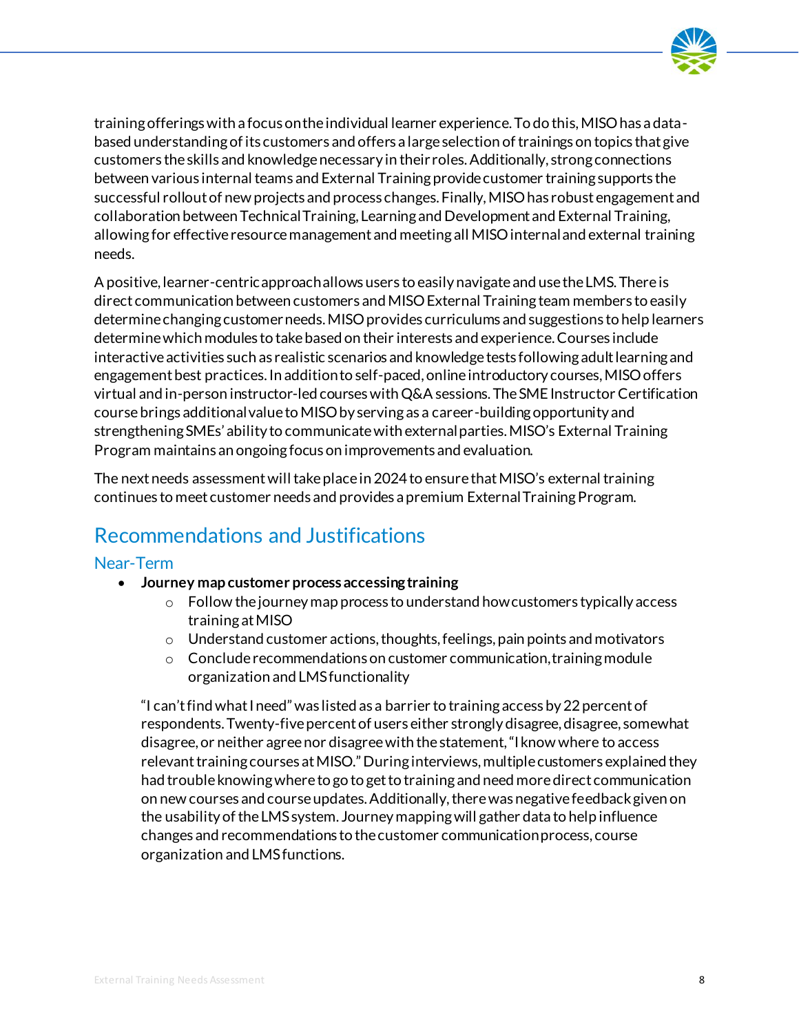training offerings with a focus on the individual learner experience. To do this, MISO has a data-based understanding of its customers and offers a large selection of trainings on topics that give customers the skills and knowledge necessary in their roles. Additionally, strong connections between various internal teams and External Training provide customer training supports the successful rollout of new projects and process changes. Finally, MISO has robust engagement and collaboration between Technical Training, Learning and Development and External Training, allowing for effective resource management and meeting all MISO internal and external training needs.

A positive, learner-centric approach allows users to easily navigate and use the LMS. There is direct communication between customers and MISO External Training team members to easily determine changing customer needs. MISO provides curriculums and suggestions to help learners determine which modules to take based on their interests and experience. Courses include interactive activities such as realistic scenarios and knowledge tests following adult learning and engagement best practices. In addition to self-paced, online introductory courses, MISO offers virtual and in-person instructor-led courses with Q&A sessions. The SME Instructor Certification course brings additional value to MISO by serving as a career-building opportunity and strengthening SMEs' ability to communicate with external parties. MISO's External Training Program maintains an ongoing focus on improvements and evaluation.

The next needs assessment will take place in 2024 to ensure that MISO's external training continues to meet customer needs and provides a premium External Training Program.

## Recommendations and Justifications

### Near-Term

- **Journey map customer process accessing training**
    - Follow the journey map process to understand how customers typically access training at MISO
    - Understand customer actions, thoughts, feelings, pain points and motivators
    - Conclude recommendations on customer communication, training module organization and LMS functionality

  "I can't find what I need" was listed as a barrier to training access by 22 percent of respondents. Twenty-five percent of users either strongly disagree, disagree, somewhat disagree, or neither agree nor disagree with the statement, "I know where to access relevant training courses at MISO." During interviews, multiple customers explained they had trouble knowing where to go to get to training and need more direct communication on new courses and course updates. Additionally, there was negative feedback given on the usability of the LMS system. Journey mapping will gather data to help influence changes and recommendations to the customer communication process, course organization and LMS functions.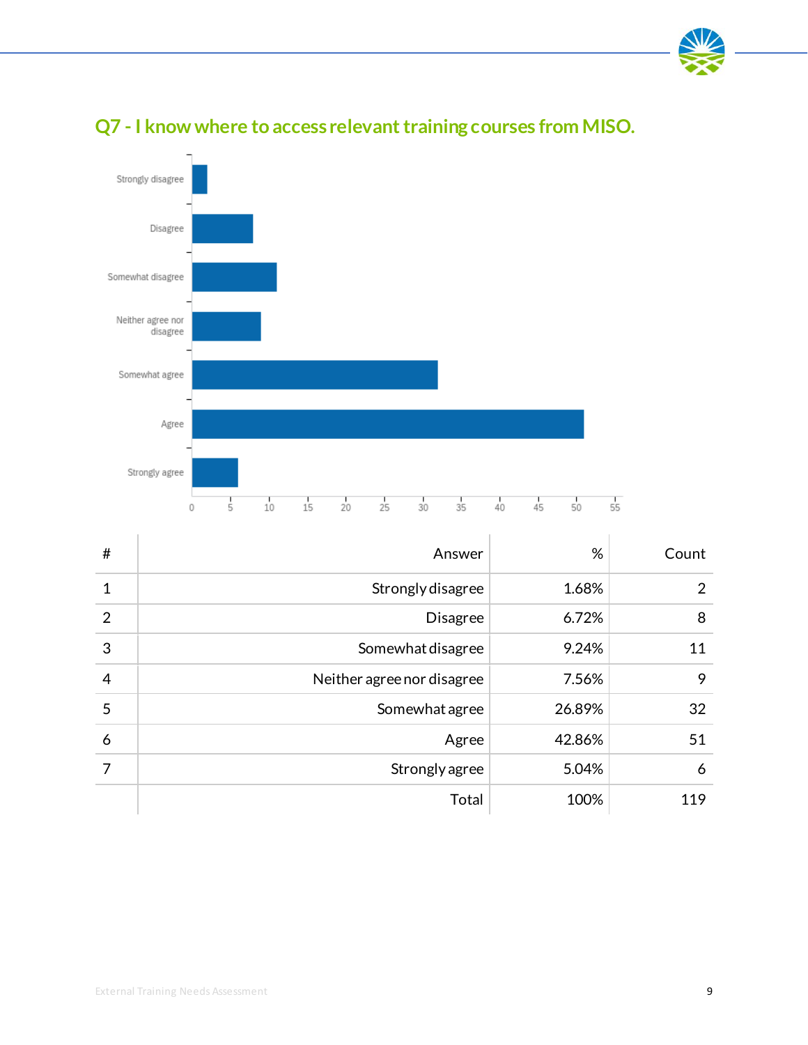## Q7 - I know where to access relevant training courses from MISO.

| # | Answer | % | Count |
|---|---|---|---|
| 1 | Strongly disagree | 1.68% | 2 |
| 2 | Disagree | 6.72% | 8 |
| 3 | Somewhat disagree | 9.24% | 11 |
| 4 | Neither agree nor disagree | 7.56% | 9 |
| 5 | Somewhat agree | 26.89% | 32 |
| 6 | Agree | 42.86% | 51 |
| 7 | Strongly agree | 5.04% | 6 |
| | Total | 100% | 119 |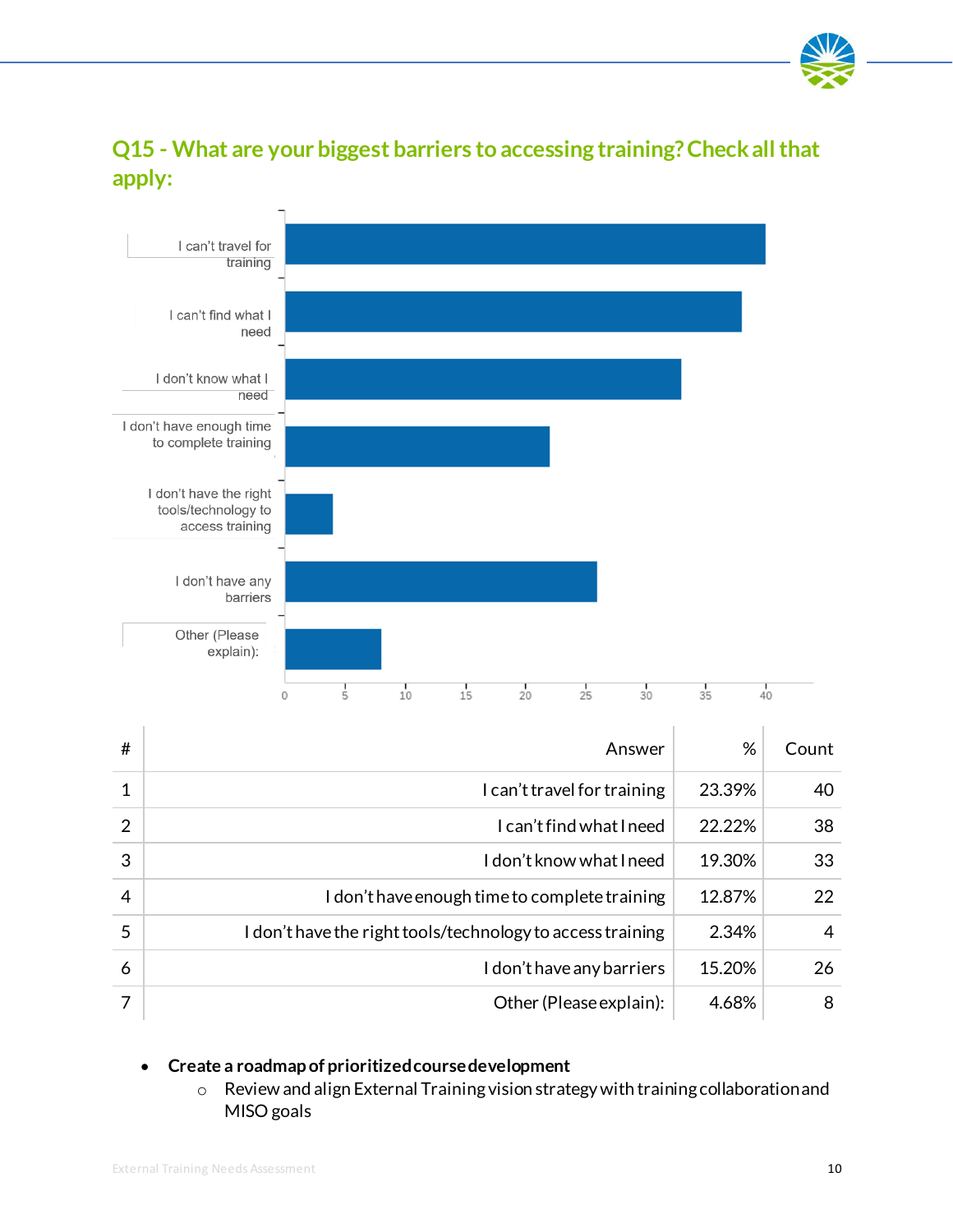## Q15 - What are your biggest barriers to accessing training? Check all that apply:

| # | Answer | % | Count |
|---|---|---|---|
| 1 | I can't travel for training | 23.39% | 40 |
| 2 | I can't find what I need | 22.22% | 38 |
| 3 | I don't know what I need | 19.30% | 33 |
| 4 | I don't have enough time to complete training | 12.87% | 22 |
| 5 | I don't have the right tools/technology to access training | 2.34% | 4 |
| 6 | I don't have any barriers | 15.20% | 26 |
| 7 | Other (Please explain): | 4.68% | 8 |

- **Create a roadmap of prioritized course development**
  - Review and align External Training vision strategy with training collaboration and MISO goals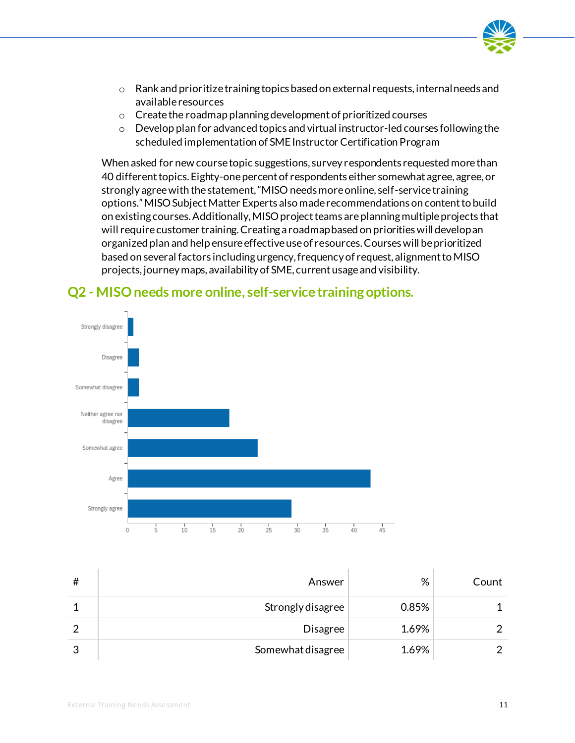- Rank and prioritize training topics based on external requests, internal needs and available resources
- Create the roadmap planning development of prioritized courses
- Develop plan for advanced topics and virtual instructor-led courses following the scheduled implementation of SME Instructor Certification Program

When asked for new course topic suggestions, survey respondents requested more than 40 different topics. Eighty-one percent of respondents either somewhat agree, agree, or strongly agree with the statement, "MISO needs more online, self-service training options." MISO Subject Matter Experts also made recommendations on content to build on existing courses. Additionally, MISO project teams are planning multiple projects that will require customer training. Creating a roadmap based on priorities will develop an organized plan and help ensure effective use of resources. Courses will be prioritized based on several factors including urgency, frequency of request, alignment to MISO projects, journey maps, availability of SME, current usage and visibility.

## Q2 - MISO needs more online, self-service training options.

| # | Answer | % | Count |
|---|---|---|---|
| 1 | Strongly disagree | 0.85% | 1 |
| 2 | Disagree | 1.69% | 2 |
| 3 | Somewhat disagree | 1.69% | 2 |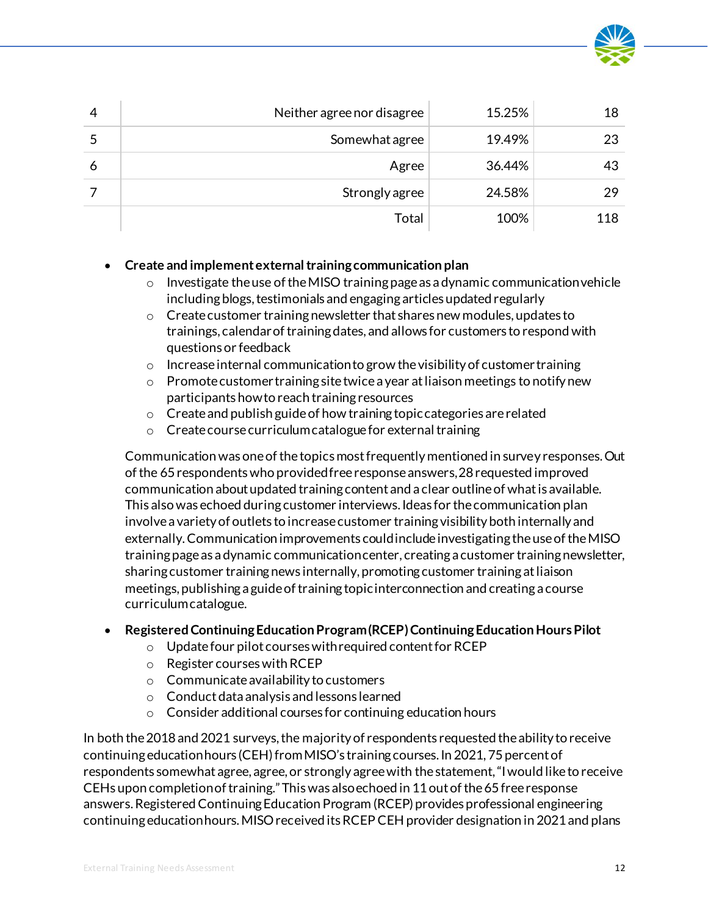| | | | |
|---|---|---|---|
| 4 | Neither agree nor disagree | 15.25% | 18 |
| 5 | Somewhat agree | 19.49% | 23 |
| 6 | Agree | 36.44% | 43 |
| 7 | Strongly agree | 24.58% | 29 |
| | Total | 100% | 118 |

- **Create and implement external training communication plan**
    - Investigate the use of the MISO training page as a dynamic communication vehicle including blogs, testimonials and engaging articles updated regularly
    - Create customer training newsletter that shares new modules, updates to trainings, calendar of training dates, and allows for customers to respond with questions or feedback
    - Increase internal communication to grow the visibility of customer training
    - Promote customer training site twice a year at liaison meetings to notify new participants how to reach training resources
    - Create and publish guide of how training topic categories are related
    - Create course curriculum catalogue for external training

  Communication was one of the topics most frequently mentioned in survey responses. Out of the 65 respondents who provided free response answers, 28 requested improved communication about updated training content and a clear outline of what is available. This also was echoed during customer interviews. Ideas for the communication plan involve a variety of outlets to increase customer training visibility both internally and externally. Communication improvements could include investigating the use of the MISO training page as a dynamic communication center, creating a customer training newsletter, sharing customer training news internally, promoting customer training at liaison meetings, publishing a guide of training topic interconnection and creating a course curriculum catalogue.

- **Registered Continuing Education Program (RCEP) Continuing Education Hours Pilot**
    - Update four pilot courses with required content for RCEP
    - Register courses with RCEP
    - Communicate availability to customers
    - Conduct data analysis and lessons learned
    - Consider additional courses for continuing education hours

In both the 2018 and 2021 surveys, the majority of respondents requested the ability to receive continuing education hours (CEH) from MISO's training courses. In 2021, 75 percent of respondents somewhat agree, agree, or strongly agree with the statement, "I would like to receive CEHs upon completion of training." This was also echoed in 11 out of the 65 free response answers. Registered Continuing Education Program (RCEP) provides professional engineering continuing education hours. MISO received its RCEP CEH provider designation in 2021 and plans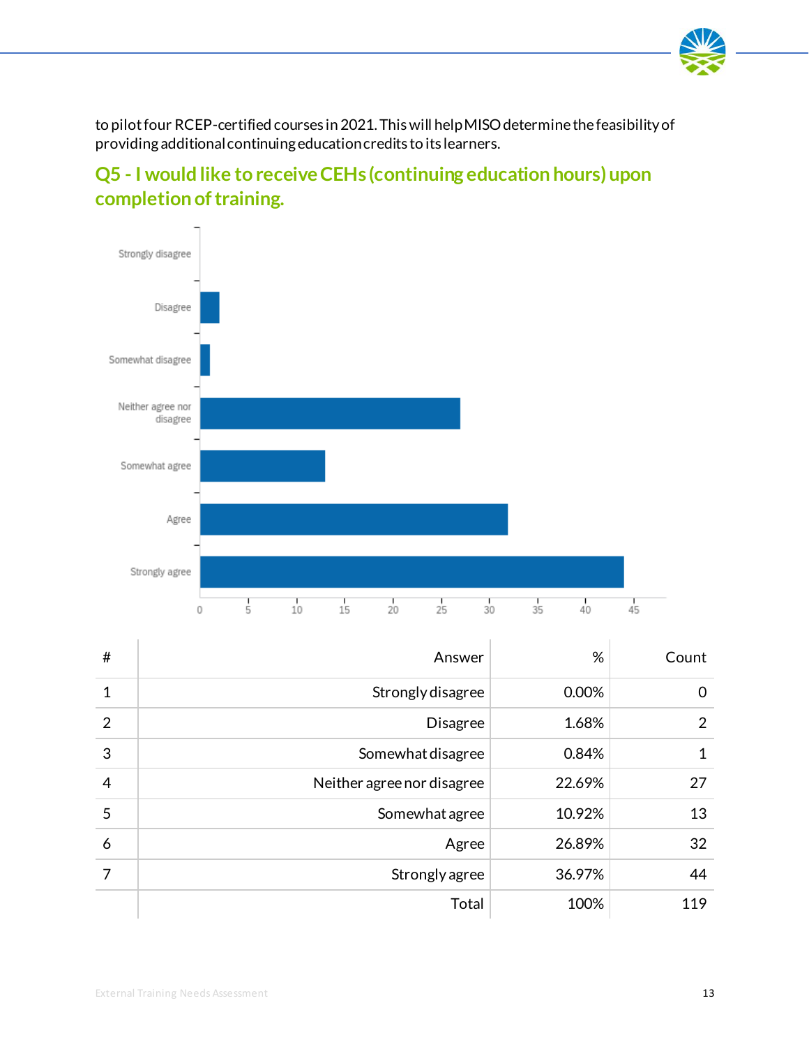to pilot four RCEP-certified courses in 2021. This will help MISO determine the feasibility of providing additional continuing education credits to its learners.

## Q5 - I would like to receive CEHs (continuing education hours) upon completion of training.

| # | Answer | % | Count |
|---|---|---|---|
| 1 | Strongly disagree | 0.00% | 0 |
| 2 | Disagree | 1.68% | 2 |
| 3 | Somewhat disagree | 0.84% | 1 |
| 4 | Neither agree nor disagree | 22.69% | 27 |
| 5 | Somewhat agree | 10.92% | 13 |
| 6 | Agree | 26.89% | 32 |
| 7 | Strongly agree | 36.97% | 44 |
| | Total | 100% | 119 |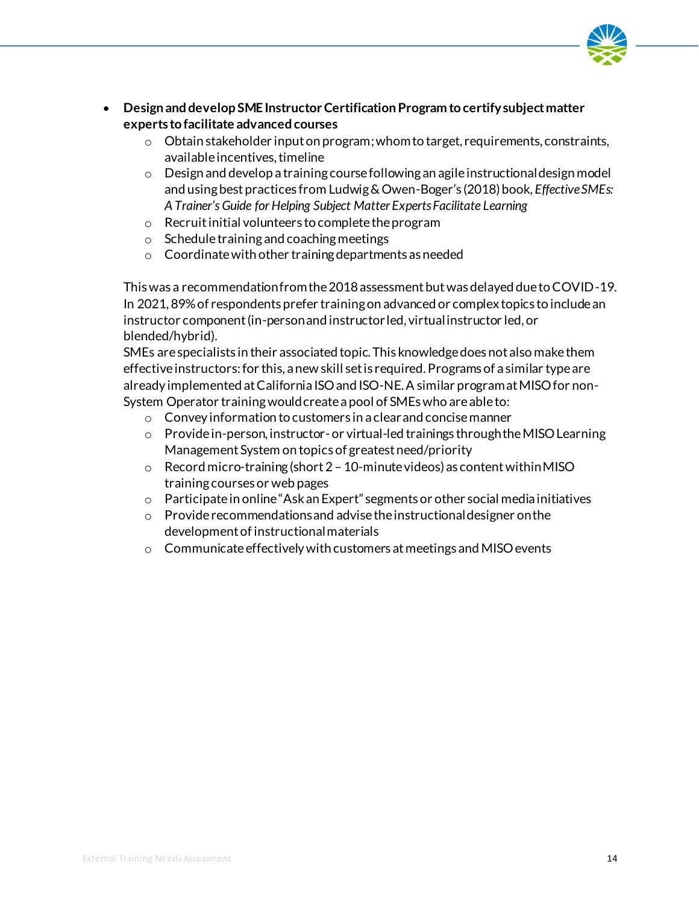- **Design and develop SME Instructor Certification Program to certify subject matter experts to facilitate advanced courses**
  - Obtain stakeholder input on program; whom to target, requirements, constraints, available incentives, timeline
  - Design and develop a training course following an agile instructional design model and using best practices from Ludwig & Owen-Boger's (2018) book, *Effective SMEs: A Trainer's Guide for Helping Subject Matter Experts Facilitate Learning*
  - Recruit initial volunteers to complete the program
  - Schedule training and coaching meetings
  - Coordinate with other training departments as needed

  This was a recommendation from the 2018 assessment but was delayed due to COVID-19. In 2021, 89% of respondents prefer training on advanced or complex topics to include an instructor component (in-person and instructor led, virtual instructor led, or blended/hybrid).
  SMEs are specialists in their associated topic. This knowledge does not also make them effective instructors: for this, a new skill set is required. Programs of a similar type are already implemented at California ISO and ISO-NE. A similar program at MISO for non-System Operator training would create a pool of SMEs who are able to:
  - Convey information to customers in a clear and concise manner
  - Provide in-person, instructor- or virtual-led trainings through the MISO Learning Management System on topics of greatest need/priority
  - Record micro-training (short 2 – 10-minute videos) as content within MISO training courses or web pages
  - Participate in online "Ask an Expert" segments or other social media initiatives
  - Provide recommendations and advise the instructional designer on the development of instructional materials
  - Communicate effectively with customers at meetings and MISO events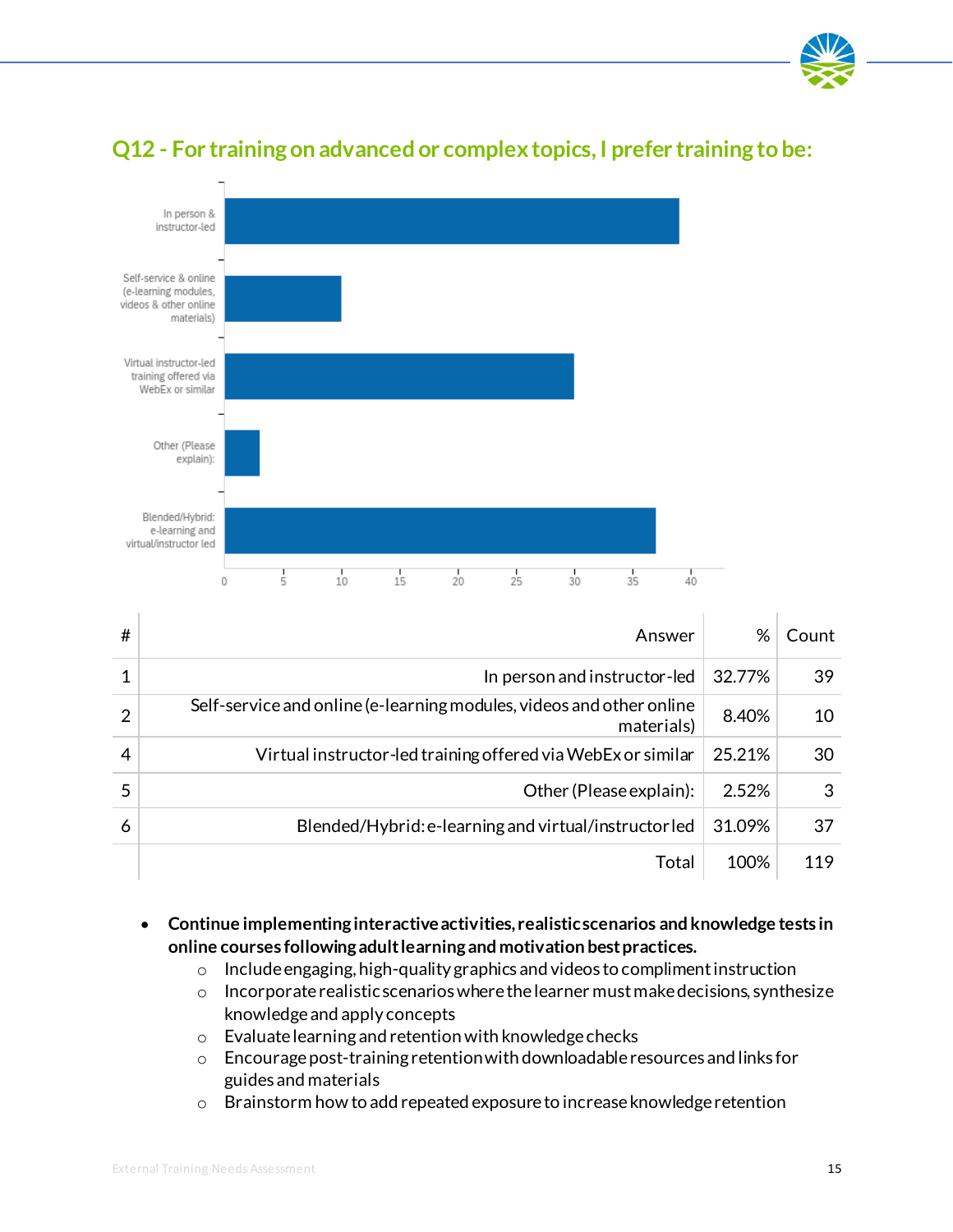## Q12 - For training on advanced or complex topics, I prefer training to be:

| # | Answer | % | Count |
|---|---|---|---|
| 1 | In person and instructor-led | 32.77% | 39 |
| 2 | Self-service and online (e-learning modules, videos and other online materials) | 8.40% | 10 |
| 4 | Virtual instructor-led training offered via WebEx or similar | 25.21% | 30 |
| 5 | Other (Please explain): | 2.52% | 3 |
| 6 | Blended/Hybrid: e-learning and virtual/instructor led | 31.09% | 37 |
| | Total | 100% | 119 |

- **Continue implementing interactive activities, realistic scenarios and knowledge tests in online courses following adult learning and motivation best practices.**
  - Include engaging, high-quality graphics and videos to compliment instruction
  - Incorporate realistic scenarios where the learner must make decisions, synthesize knowledge and apply concepts
  - Evaluate learning and retention with knowledge checks
  - Encourage post-training retention with downloadable resources and links for guides and materials
  - Brainstorm how to add repeated exposure to increase knowledge retention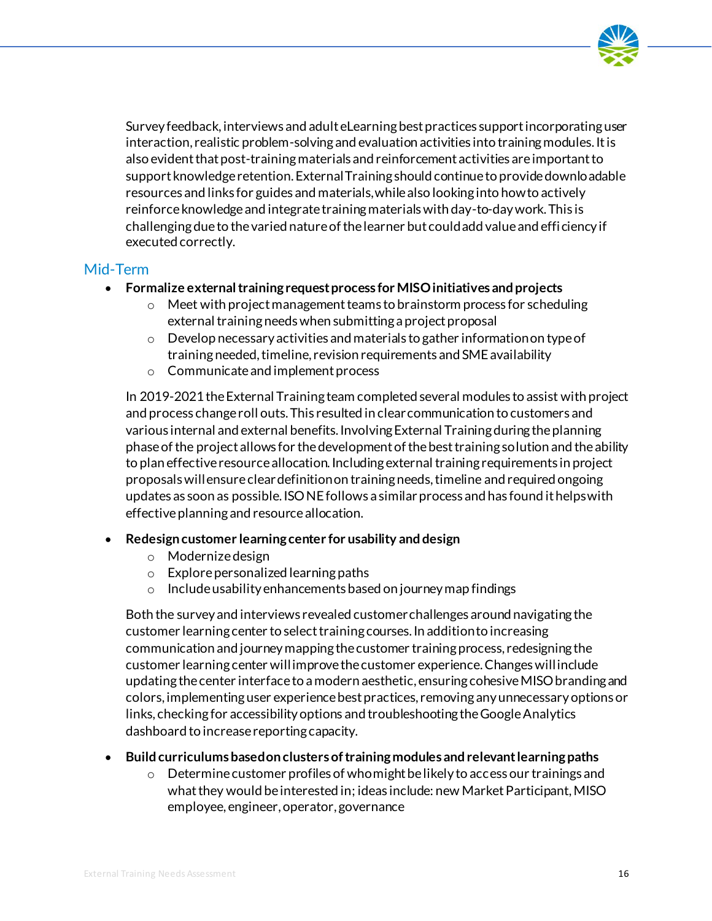Survey feedback, interviews and adult eLearning best practices support incorporating user interaction, realistic problem-solving and evaluation activities into training modules. It is also evident that post-training materials and reinforcement activities are important to support knowledge retention. External Training should continue to provide downloadable resources and links for guides and materials, while also looking into how to actively reinforce knowledge and integrate training materials with day-to-day work. This is challenging due to the varied nature of the learner but could add value and efficiency if executed correctly.

## Mid-Term

- **Formalize external training request process for MISO initiatives and projects**
  - Meet with project management teams to brainstorm process for scheduling external training needs when submitting a project proposal
  - Develop necessary activities and materials to gather information on type of training needed, timeline, revision requirements and SME availability
  - Communicate and implement process

  In 2019-2021 the External Training team completed several modules to assist with project and process change roll outs. This resulted in clear communication to customers and various internal and external benefits. Involving External Training during the planning phase of the project allows for the development of the best training solution and the ability to plan effective resource allocation. Including external training requirements in project proposals will ensure clear definition on training needs, timeline and required ongoing updates as soon as possible. ISO NE follows a similar process and has found it helps with effective planning and resource allocation.

- **Redesign customer learning center for usability and design**
  - Modernize design
  - Explore personalized learning paths
  - Include usability enhancements based on journey map findings

  Both the survey and interviews revealed customer challenges around navigating the customer learning center to select training courses. In addition to increasing communication and journey mapping the customer training process, redesigning the customer learning center will improve the customer experience. Changes will include updating the center interface to a modern aesthetic, ensuring cohesive MISO branding and colors, implementing user experience best practices, removing any unnecessary options or links, checking for accessibility options and troubleshooting the Google Analytics dashboard to increase reporting capacity.

- **Build curriculums based on clusters of training modules and relevant learning paths**
  - Determine customer profiles of who might be likely to access our trainings and what they would be interested in; ideas include: new Market Participant, MISO employee, engineer, operator, governance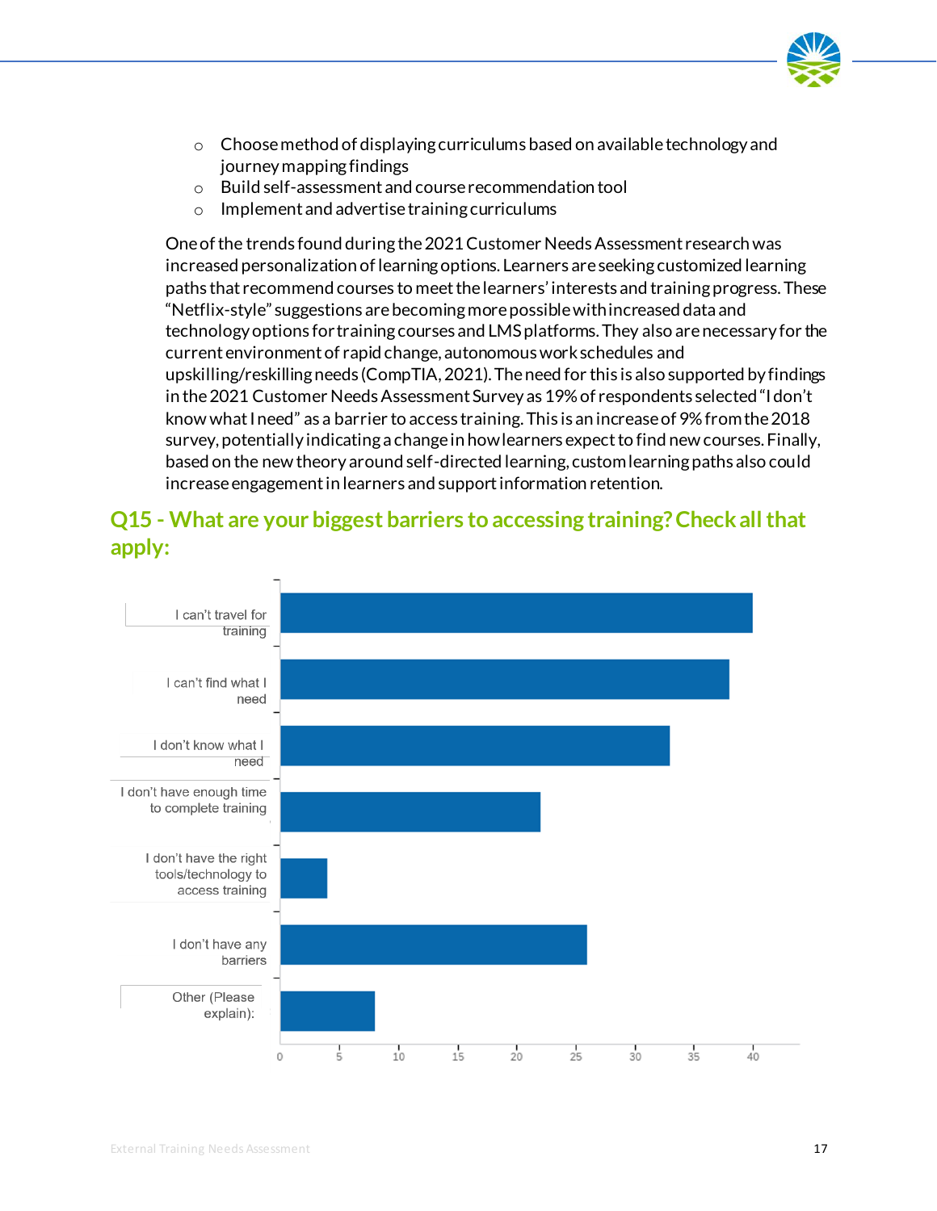- Choose method of displaying curriculums based on available technology and journey mapping findings
- Build self-assessment and course recommendation tool
- Implement and advertise training curriculums

One of the trends found during the 2021 Customer Needs Assessment research was increased personalization of learning options. Learners are seeking customized learning paths that recommend courses to meet the learners' interests and training progress. These "Netflix-style" suggestions are becoming more possible with increased data and technology options for training courses and LMS platforms. They also are necessary for the current environment of rapid change, autonomous work schedules and upskilling/reskilling needs (CompTIA, 2021). The need for this is also supported by findings in the 2021 Customer Needs Assessment Survey as 19% of respondents selected "I don't know what I need" as a barrier to access training. This is an increase of 9% from the 2018 survey, potentially indicating a change in how learners expect to find new courses. Finally, based on the new theory around self-directed learning, custom learning paths also could increase engagement in learners and support information retention.

## Q15 - What are your biggest barriers to accessing training? Check all that apply:

| Response | Count |
|---|---|
| I can't travel for training | 40 |
| I can't find what I need | 38 |
| I don't know what I need | 33 |
| I don't have enough time to complete training | 22 |
| I don't have the right tools/technology to access training | 4 |
| I don't have any barriers | 26 |
| Other (Please explain): | 8 |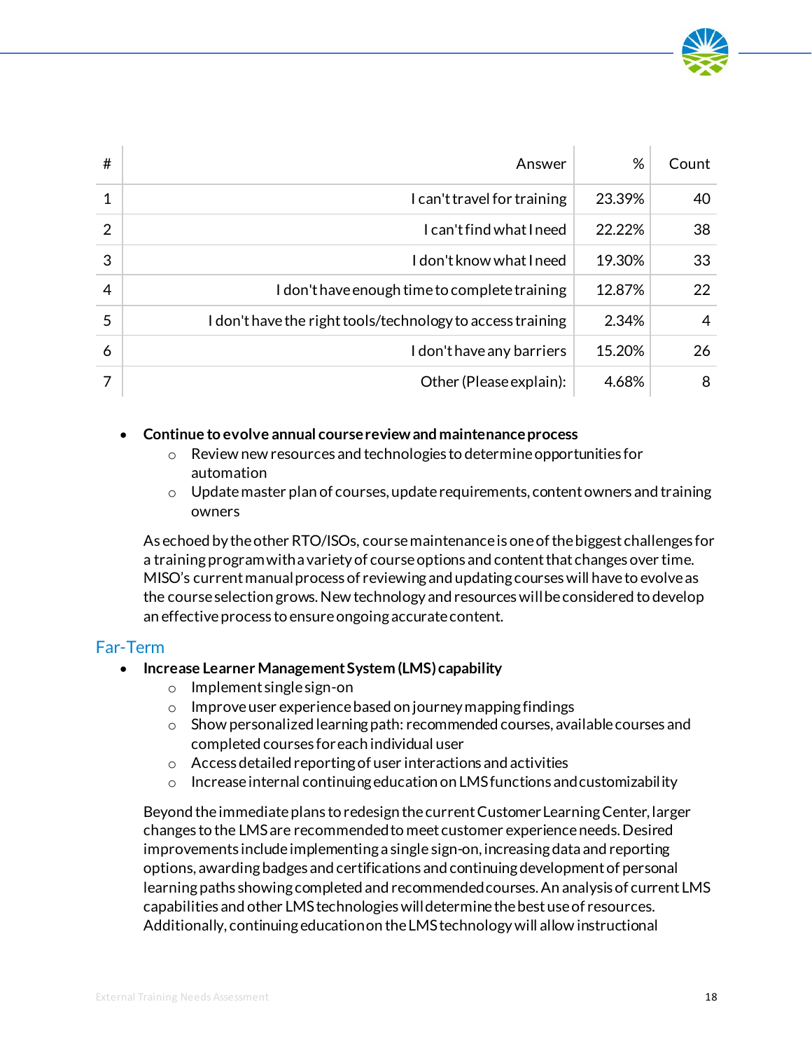| # | Answer | % | Count |
|---|---|---|---|
| 1 | I can't travel for training | 23.39% | 40 |
| 2 | I can't find what I need | 22.22% | 38 |
| 3 | I don't know what I need | 19.30% | 33 |
| 4 | I don't have enough time to complete training | 12.87% | 22 |
| 5 | I don't have the right tools/technology to access training | 2.34% | 4 |
| 6 | I don't have any barriers | 15.20% | 26 |
| 7 | Other (Please explain): | 4.68% | 8 |

- **Continue to evolve annual course review and maintenance process**
  - Review new resources and technologies to determine opportunities for automation
  - Update master plan of courses, update requirements, content owners and training owners

  As echoed by the other RTO/ISOs, course maintenance is one of the biggest challenges for a training program with a variety of course options and content that changes over time. MISO's current manual process of reviewing and updating courses will have to evolve as the course selection grows. New technology and resources will be considered to develop an effective process to ensure ongoing accurate content.

## Far-Term

- **Increase Learner Management System (LMS) capability**
  - Implement single sign-on
  - Improve user experience based on journey mapping findings
  - Show personalized learning path: recommended courses, available courses and completed courses for each individual user
  - Access detailed reporting of user interactions and activities
  - Increase internal continuing education on LMS functions and customizability

  Beyond the immediate plans to redesign the current Customer Learning Center, larger changes to the LMS are recommended to meet customer experience needs. Desired improvements include implementing a single sign-on, increasing data and reporting options, awarding badges and certifications and continuing development of personal learning paths showing completed and recommended courses. An analysis of current LMS capabilities and other LMS technologies will determine the best use of resources. Additionally, continuing education on the LMS technology will allow instructional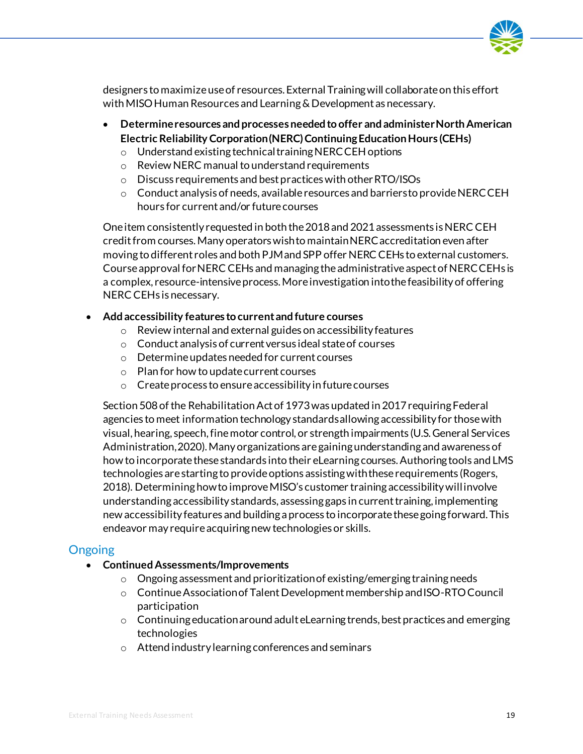designers to maximize use of resources. External Training will collaborate on this effort with MISO Human Resources and Learning & Development as necessary.

- **Determine resources and processes needed to offer and administer North American Electric Reliability Corporation (NERC) Continuing Education Hours (CEHs)**
  - Understand existing technical training NERC CEH options
  - Review NERC manual to understand requirements
  - Discuss requirements and best practices with other RTO/ISOs
  - Conduct analysis of needs, available resources and barriers to provide NERC CEH hours for current and/or future courses

One item consistently requested in both the 2018 and 2021 assessments is NERC CEH credit from courses. Many operators wish to maintain NERC accreditation even after moving to different roles and both PJM and SPP offer NERC CEHs to external customers. Course approval for NERC CEHs and managing the administrative aspect of NERC CEHs is a complex, resource-intensive process. More investigation into the feasibility of offering NERC CEHs is necessary.

- **Add accessibility features to current and future courses**
  - Review internal and external guides on accessibility features
  - Conduct analysis of current versus ideal state of courses
  - Determine updates needed for current courses
  - Plan for how to update current courses
  - Create process to ensure accessibility in future courses

Section 508 of the Rehabilitation Act of 1973 was updated in 2017 requiring Federal agencies to meet information technology standards allowing accessibility for those with visual, hearing, speech, fine motor control, or strength impairments (U.S. General Services Administration, 2020). Many organizations are gaining understanding and awareness of how to incorporate these standards into their eLearning courses. Authoring tools and LMS technologies are starting to provide options assisting with these requirements (Rogers, 2018). Determining how to improve MISO's customer training accessibility will involve understanding accessibility standards, assessing gaps in current training, implementing new accessibility features and building a process to incorporate these going forward. This endeavor may require acquiring new technologies or skills.

## Ongoing

- **Continued Assessments/Improvements**
  - Ongoing assessment and prioritization of existing/emerging training needs
  - Continue Association of Talent Development membership and ISO-RTO Council participation
  - Continuing education around adult eLearning trends, best practices and emerging technologies
  - Attend industry learning conferences and seminars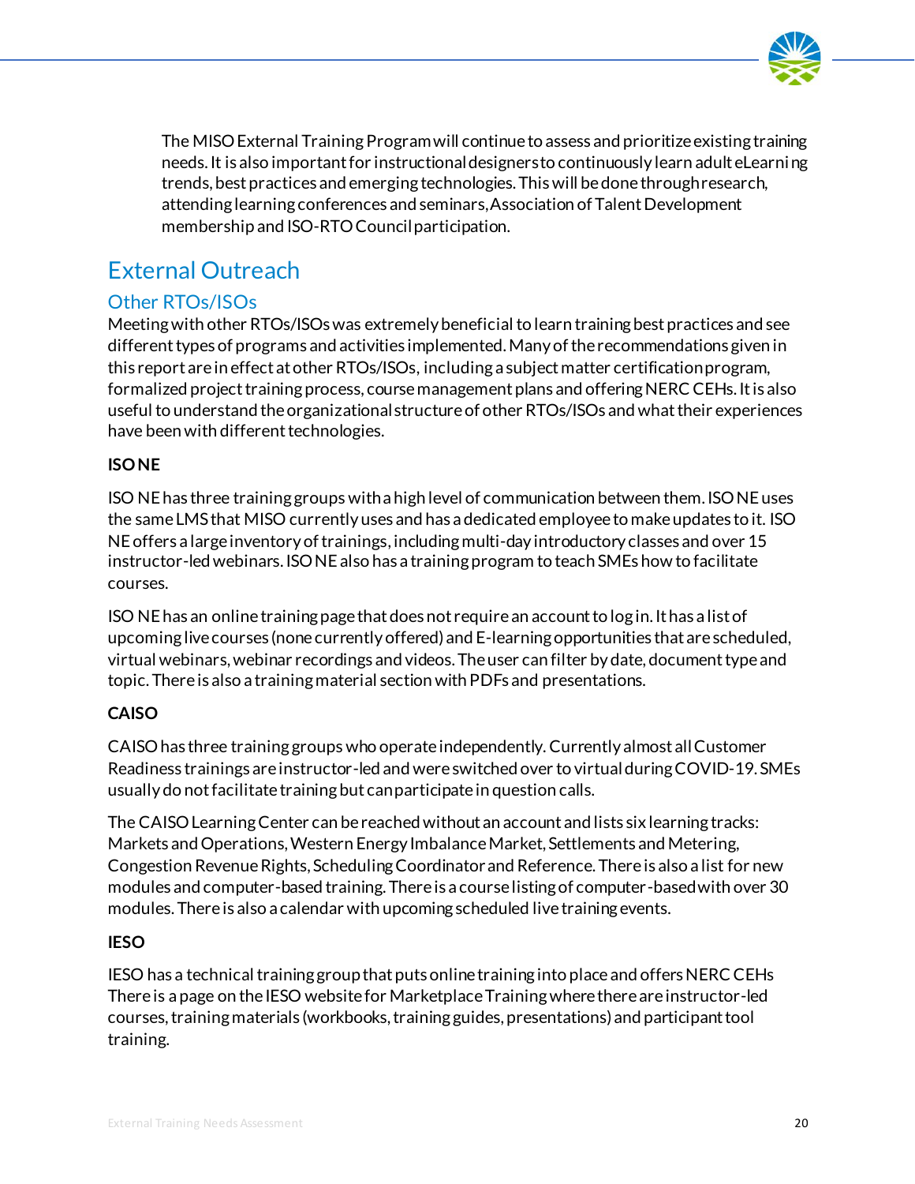The MISO External Training Program will continue to assess and prioritize existing training needs. It is also important for instructional designers to continuously learn adult eLearning trends, best practices and emerging technologies. This will be done through research, attending learning conferences and seminars, Association of Talent Development membership and ISO-RTO Council participation.

# External Outreach

## Other RTOs/ISOs

Meeting with other RTOs/ISOs was extremely beneficial to learn training best practices and see different types of programs and activities implemented. Many of the recommendations given in this report are in effect at other RTOs/ISOs, including a subject matter certification program, formalized project training process, course management plans and offering NERC CEHs. It is also useful to understand the organizational structure of other RTOs/ISOs and what their experiences have been with different technologies.

**ISO NE**

ISO NE has three training groups with a high level of communication between them. ISO NE uses the same LMS that MISO currently uses and has a dedicated employee to make updates to it. ISO NE offers a large inventory of trainings, including multi-day introductory classes and over 15 instructor-led webinars. ISO NE also has a training program to teach SMEs how to facilitate courses.

ISO NE has an online training page that does not require an account to log in. It has a list of upcoming live courses (none currently offered) and E-learning opportunities that are scheduled, virtual webinars, webinar recordings and videos. The user can filter by date, document type and topic. There is also a training material section with PDFs and presentations.

**CAISO**

CAISO has three training groups who operate independently. Currently almost all Customer Readiness trainings are instructor-led and were switched over to virtual during COVID-19. SMEs usually do not facilitate training but can participate in question calls.

The CAISO Learning Center can be reached without an account and lists six learning tracks: Markets and Operations, Western Energy Imbalance Market, Settlements and Metering, Congestion Revenue Rights, Scheduling Coordinator and Reference. There is also a list for new modules and computer-based training. There is a course listing of computer-based with over 30 modules. There is also a calendar with upcoming scheduled live training events.

**IESO**

IESO has a technical training group that puts online training into place and offers NERC CEHs There is a page on the IESO website for Marketplace Training where there are instructor-led courses, training materials (workbooks, training guides, presentations) and participant tool training.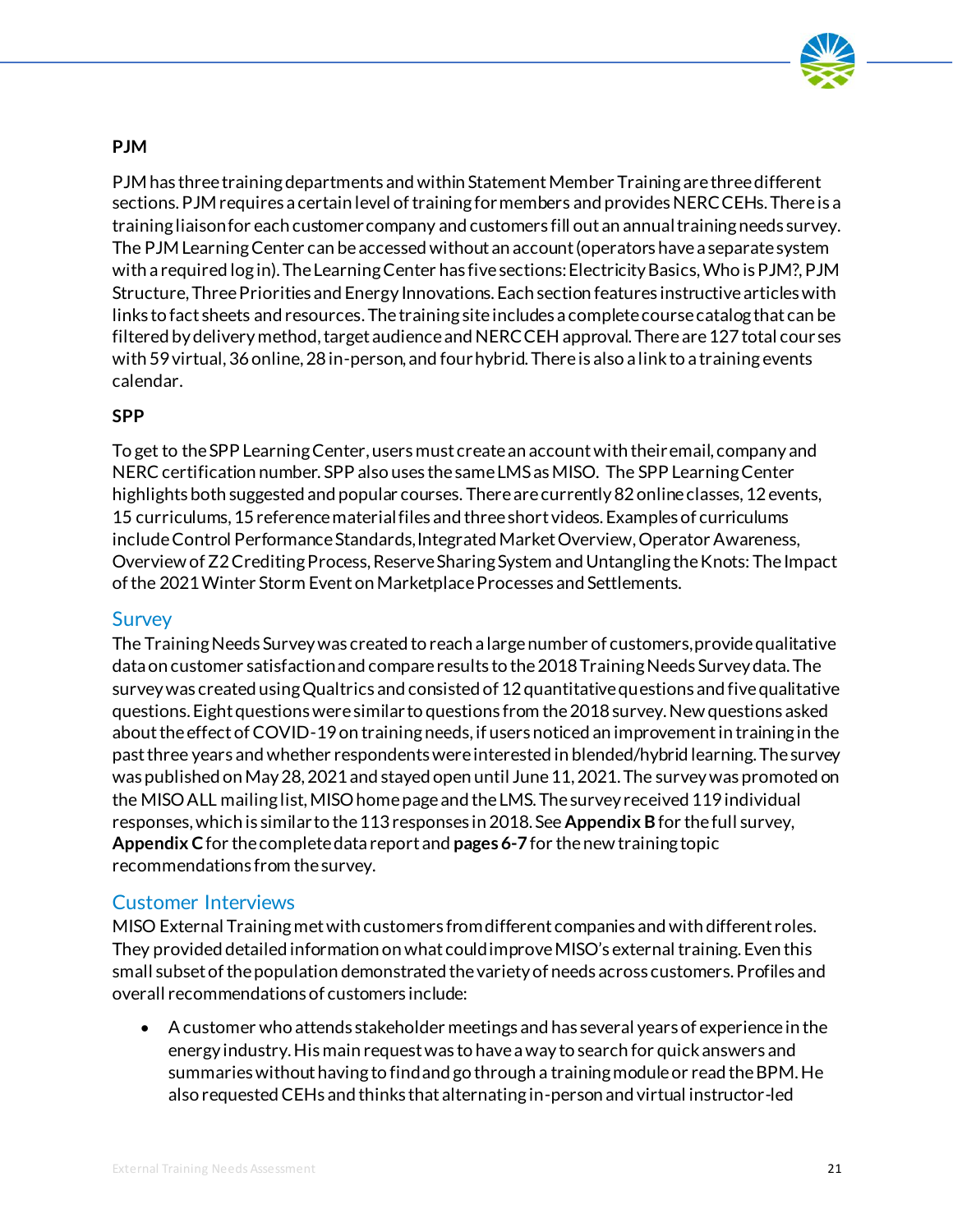**PJM**

PJM has three training departments and within Statement Member Training are three different sections. PJM requires a certain level of training for members and provides NERC CEHs. There is a training liaison for each customer company and customers fill out an annual training needs survey. The PJM Learning Center can be accessed without an account (operators have a separate system with a required log in). The Learning Center has five sections: Electricity Basics, Who is PJM?, PJM Structure, Three Priorities and Energy Innovations. Each section features instructive articles with links to fact sheets and resources. The training site includes a complete course catalog that can be filtered by delivery method, target audience and NERC CEH approval. There are 127 total courses with 59 virtual, 36 online, 28 in-person, and four hybrid. There is also a link to a training events calendar.

**SPP**

To get to the SPP Learning Center, users must create an account with their email, company and NERC certification number. SPP also uses the same LMS as MISO. The SPP Learning Center highlights both suggested and popular courses. There are currently 82 online classes, 12 events, 15 curriculums, 15 reference material files and three short videos. Examples of curriculums include Control Performance Standards, Integrated Market Overview, Operator Awareness, Overview of Z2 Crediting Process, Reserve Sharing System and Untangling the Knots: The Impact of the 2021 Winter Storm Event on Marketplace Processes and Settlements.

## Survey

The Training Needs Survey was created to reach a large number of customers, provide qualitative data on customer satisfaction and compare results to the 2018 Training Needs Survey data. The survey was created using Qualtrics and consisted of 12 quantitative questions and five qualitative questions. Eight questions were similar to questions from the 2018 survey. New questions asked about the effect of COVID-19 on training needs, if users noticed an improvement in training in the past three years and whether respondents were interested in blended/hybrid learning. The survey was published on May 28, 2021 and stayed open until June 11, 2021. The survey was promoted on the MISO ALL mailing list, MISO home page and the LMS. The survey received 119 individual responses, which is similar to the 113 responses in 2018. See **Appendix B** for the full survey, **Appendix C** for the complete data report and **pages 6-7** for the new training topic recommendations from the survey.

## Customer Interviews

MISO External Training met with customers from different companies and with different roles. They provided detailed information on what could improve MISO's external training. Even this small subset of the population demonstrated the variety of needs across customers. Profiles and overall recommendations of customers include:

- A customer who attends stakeholder meetings and has several years of experience in the energy industry. His main request was to have a way to search for quick answers and summaries without having to find and go through a training module or read the BPM. He also requested CEHs and thinks that alternating in-person and virtual instructor-led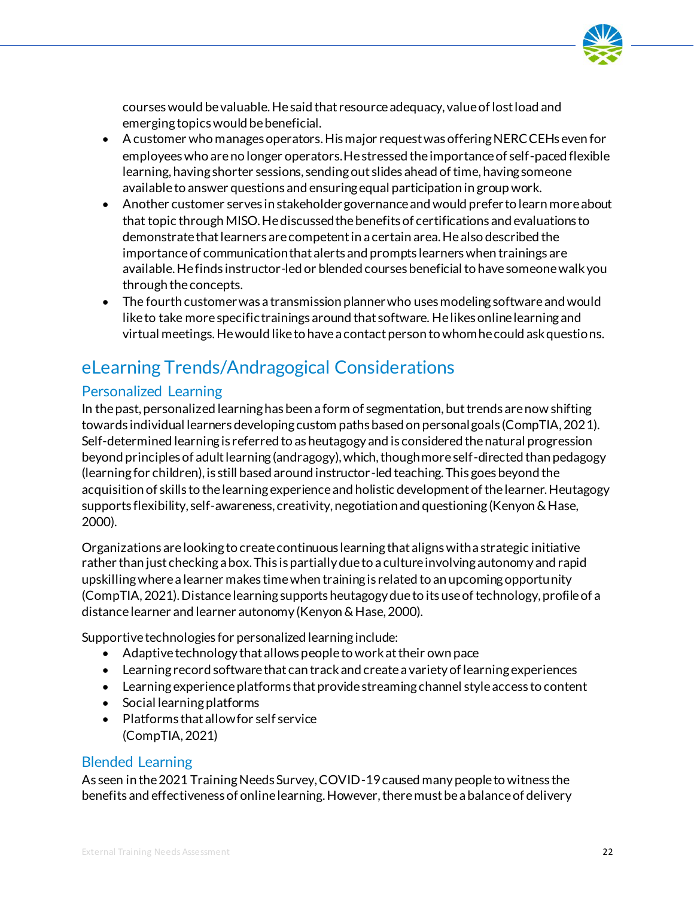courses would be valuable. He said that resource adequacy, value of lost load and emerging topics would be beneficial.

- A customer who manages operators. His major request was offering NERC CEHs even for employees who are no longer operators. He stressed the importance of self-paced flexible learning, having shorter sessions, sending out slides ahead of time, having someone available to answer questions and ensuring equal participation in group work.
- Another customer serves in stakeholder governance and would prefer to learn more about that topic through MISO. He discussed the benefits of certifications and evaluations to demonstrate that learners are competent in a certain area. He also described the importance of communication that alerts and prompts learners when trainings are available. He finds instructor-led or blended courses beneficial to have someone walk you through the concepts.
- The fourth customer was a transmission planner who uses modeling software and would like to take more specific trainings around that software. He likes online learning and virtual meetings. He would like to have a contact person to whom he could ask questions.

# eLearning Trends/Andragogical Considerations

## Personalized Learning

In the past, personalized learning has been a form of segmentation, but trends are now shifting towards individual learners developing custom paths based on personal goals (CompTIA, 2021). Self-determined learning is referred to as heutagogy and is considered the natural progression beyond principles of adult learning (andragogy), which, though more self-directed than pedagogy (learning for children), is still based around instructor-led teaching. This goes beyond the acquisition of skills to the learning experience and holistic development of the learner. Heutagogy supports flexibility, self-awareness, creativity, negotiation and questioning (Kenyon & Hase, 2000).

Organizations are looking to create continuous learning that aligns with a strategic initiative rather than just checking a box. This is partially due to a culture involving autonomy and rapid upskilling where a learner makes time when training is related to an upcoming opportunity (CompTIA, 2021). Distance learning supports heutagogy due to its use of technology, profile of a distance learner and learner autonomy (Kenyon & Hase, 2000).

Supportive technologies for personalized learning include:

- Adaptive technology that allows people to work at their own pace
- Learning record software that can track and create a variety of learning experiences
- Learning experience platforms that provide streaming channel style access to content
- Social learning platforms
- Platforms that allow for self service
(CompTIA, 2021)

## Blended Learning

As seen in the 2021 Training Needs Survey, COVID-19 caused many people to witness the benefits and effectiveness of online learning. However, there must be a balance of delivery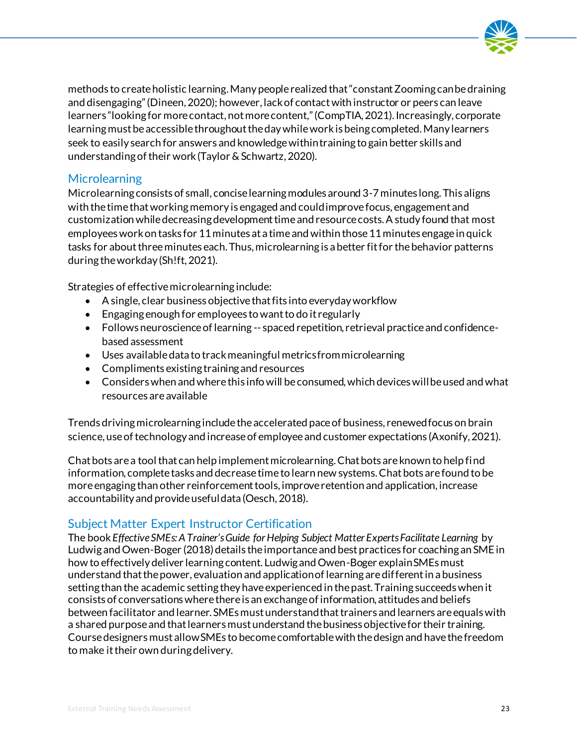methods to create holistic learning. Many people realized that "constant Zooming can be draining and disengaging" (Dineen, 2020); however, lack of contact with instructor or peers can leave learners "looking for more contact, not more content," (CompTIA, 2021). Increasingly, corporate learning must be accessible throughout the day while work is being completed. Many learners seek to easily search for answers and knowledge within training to gain better skills and understanding of their work (Taylor & Schwartz, 2020).

## Microlearning

Microlearning consists of small, concise learning modules around 3-7 minutes long. This aligns with the time that working memory is engaged and could improve focus, engagement and customization while decreasing development time and resource costs. A study found that most employees work on tasks for 11 minutes at a time and within those 11 minutes engage in quick tasks for about three minutes each. Thus, microlearning is a better fit for the behavior patterns during the workday (Sh!ft, 2021).

Strategies of effective microlearning include:

- A single, clear business objective that fits into everyday workflow
- Engaging enough for employees to want to do it regularly
- Follows neuroscience of learning -- spaced repetition, retrieval practice and confidence-based assessment
- Uses available data to track meaningful metrics from microlearning
- Compliments existing training and resources
- Considers when and where this info will be consumed, which devices will be used and what resources are available

Trends driving microlearning include the accelerated pace of business, renewed focus on brain science, use of technology and increase of employee and customer expectations (Axonify, 2021).

Chat bots are a tool that can help implement microlearning. Chat bots are known to help find information, complete tasks and decrease time to learn new systems. Chat bots are found to be more engaging than other reinforcement tools, improve retention and application, increase accountability and provide useful data (Oesch, 2018).

## Subject Matter Expert Instructor Certification

The book *Effective SMEs: A Trainer's Guide for Helping Subject Matter Experts Facilitate Learning* by Ludwig and Owen-Boger (2018) details the importance and best practices for coaching an SME in how to effectively deliver learning content. Ludwig and Owen-Boger explain SMEs must understand that the power, evaluation and application of learning are different in a business setting than the academic setting they have experienced in the past. Training succeeds when it consists of conversations where there is an exchange of information, attitudes and beliefs between facilitator and learner. SMEs must understand that trainers and learners are equals with a shared purpose and that learners must understand the business objective for their training. Course designers must allow SMEs to become comfortable with the design and have the freedom to make it their own during delivery.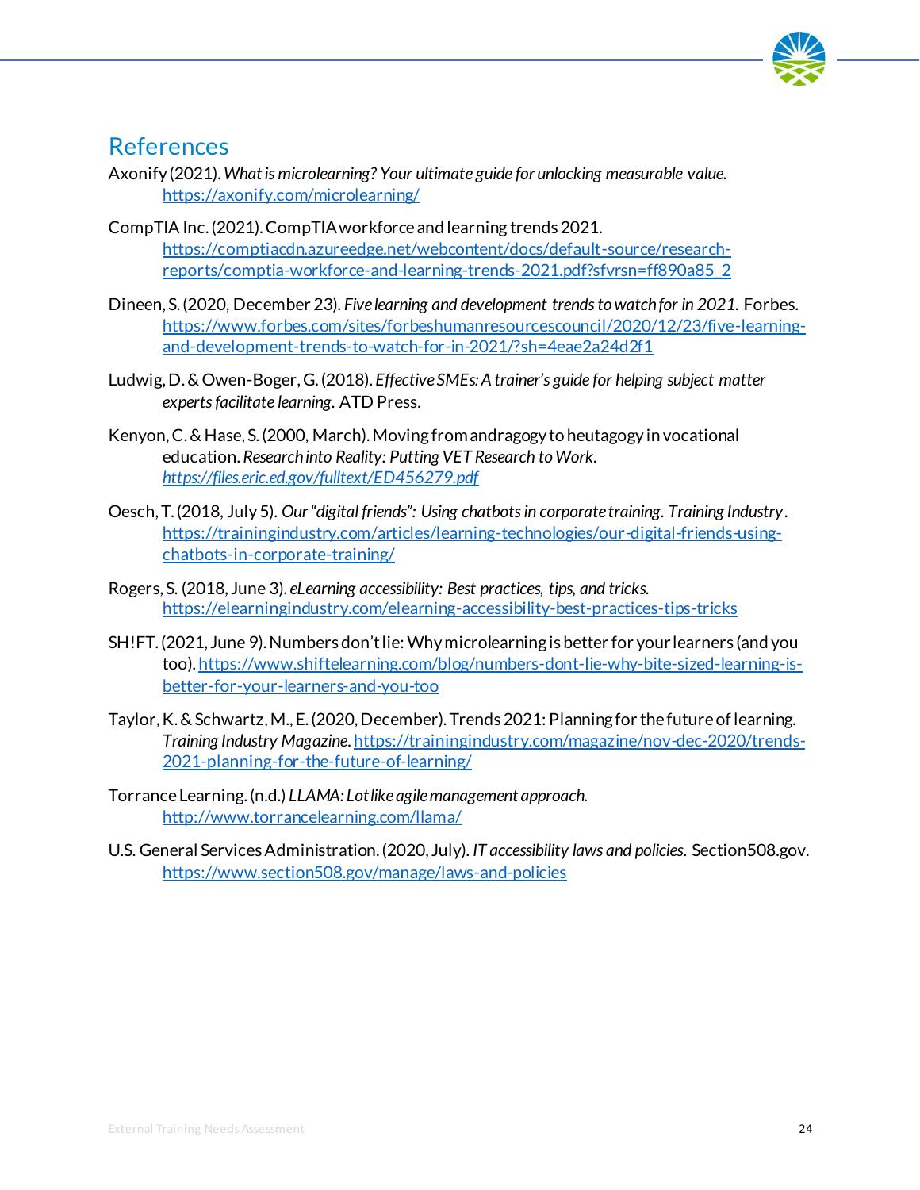## References

Axonify (2021). *What is microlearning? Your ultimate guide for unlocking measurable value.* https://axonify.com/microlearning/

CompTIA Inc. (2021). CompTIA workforce and learning trends 2021. https://comptiacdn.azureedge.net/webcontent/docs/default-source/research-reports/comptia-workforce-and-learning-trends-2021.pdf?sfvrsn=ff890a85_2

Dineen, S. (2020, December 23). *Five learning and development trends to watch for in 2021.* Forbes. https://www.forbes.com/sites/forbeshumanresourcescouncil/2020/12/23/five-learning-and-development-trends-to-watch-for-in-2021/?sh=4eae2a24d2f1

Ludwig, D. & Owen-Boger, G. (2018). *Effective SMEs: A trainer's guide for helping subject matter experts facilitate learning.* ATD Press.

Kenyon, C. & Hase, S. (2000, March). Moving from andragogy to heutagogy in vocational education. *Research into Reality: Putting VET Research to Work.* *https://files.eric.ed.gov/fulltext/ED456279.pdf*

Oesch, T. (2018, July 5). *Our "digital friends": Using chatbots in corporate training. Training Industry*. https://trainingindustry.com/articles/learning-technologies/our-digital-friends-using-chatbots-in-corporate-training/

Rogers, S. (2018, June 3). *eLearning accessibility: Best practices, tips, and tricks.* https://elearningindustry.com/elearning-accessibility-best-practices-tips-tricks

SH!FT. (2021, June 9). Numbers don't lie: Why microlearning is better for your learners (and you too). https://www.shiftelearning.com/blog/numbers-dont-lie-why-bite-sized-learning-is-better-for-your-learners-and-you-too

Taylor, K. & Schwartz, M., E. (2020, December). Trends 2021: Planning for the future of learning. *Training Industry Magazine*. https://trainingindustry.com/magazine/nov-dec-2020/trends-2021-planning-for-the-future-of-learning/

Torrance Learning. (n.d.) *LLAMA: Lot like agile management approach.* http://www.torrancelearning.com/llama/

U.S. General Services Administration. (2020, July). *IT accessibility laws and policies.* Section508.gov. https://www.section508.gov/manage/laws-and-policies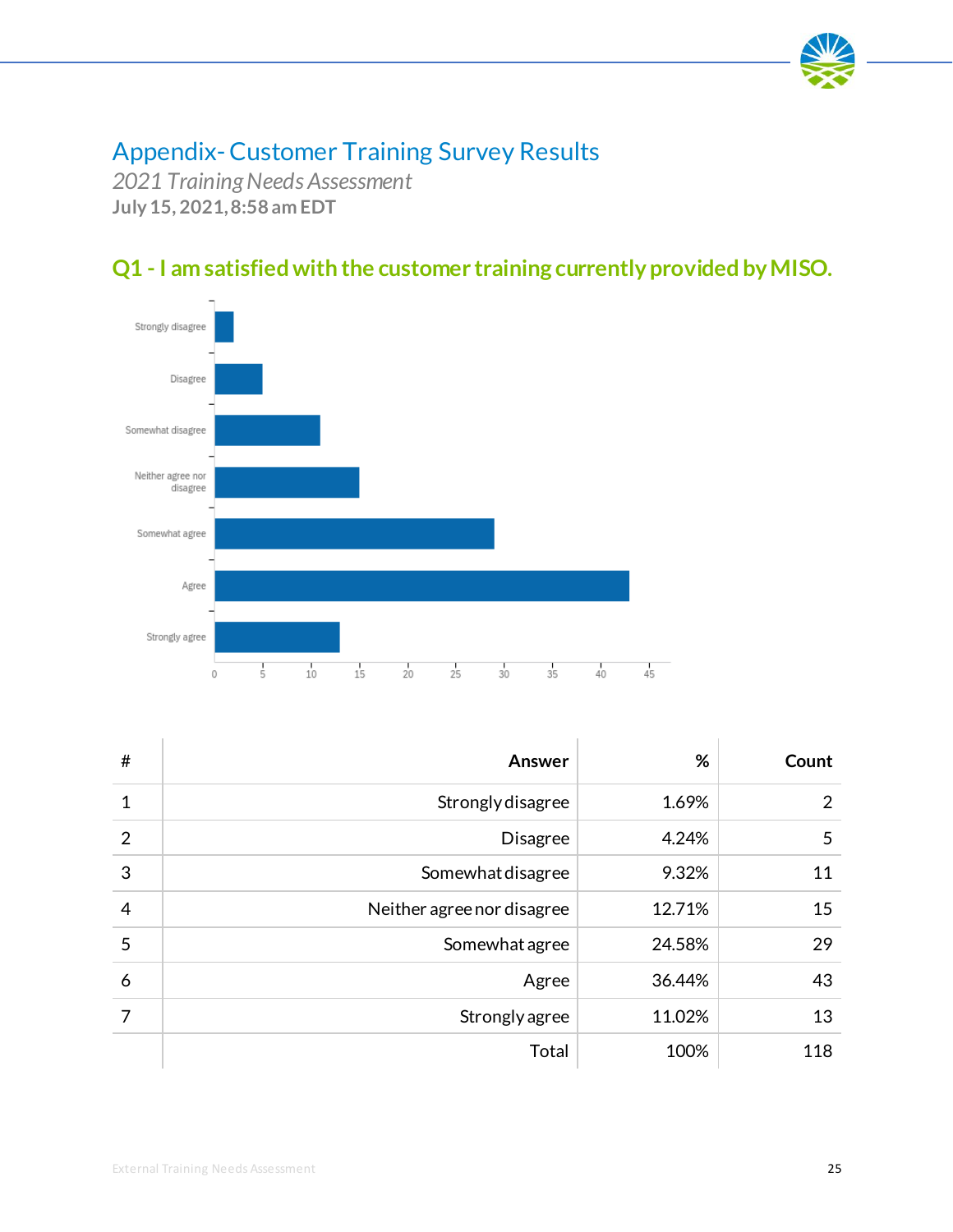# Appendix- Customer Training Survey Results

*2021 Training Needs Assessment*

**July 15, 2021, 8:58 am EDT**

## Q1 - I am satisfied with the customer training currently provided by MISO.

| # | Answer | % | Count |
|---|---|---|---|
| 1 | Strongly disagree | 1.69% | 2 |
| 2 | Disagree | 4.24% | 5 |
| 3 | Somewhat disagree | 9.32% | 11 |
| 4 | Neither agree nor disagree | 12.71% | 15 |
| 5 | Somewhat agree | 24.58% | 29 |
| 6 | Agree | 36.44% | 43 |
| 7 | Strongly agree | 11.02% | 13 |
| | Total | 100% | 118 |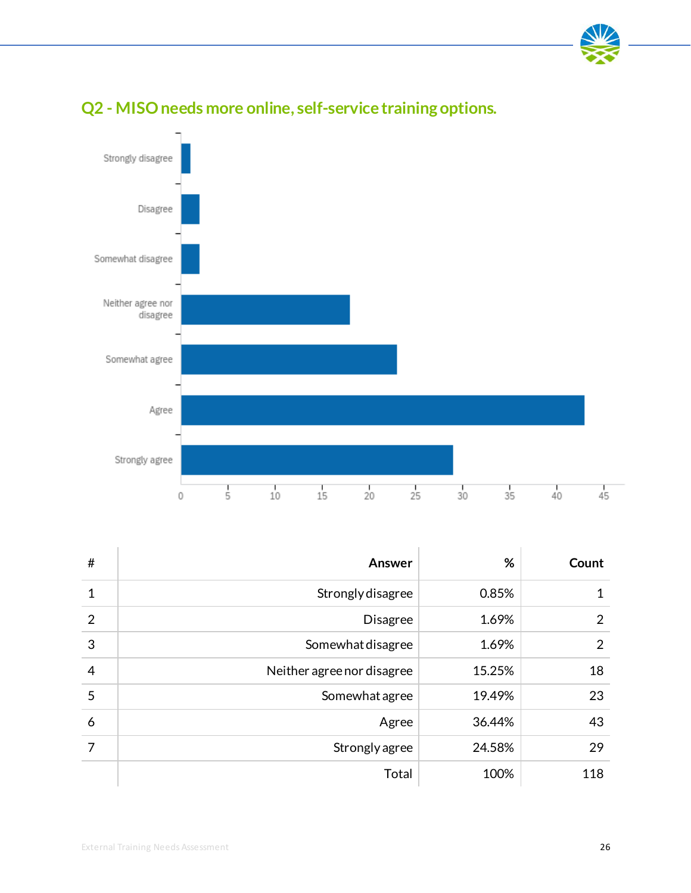## Q2 - MISO needs more online, self-service training options.

| # | Answer | % | Count |
|---|---|---|---|
| 1 | Strongly disagree | 0.85% | 1 |
| 2 | Disagree | 1.69% | 2 |
| 3 | Somewhat disagree | 1.69% | 2 |
| 4 | Neither agree nor disagree | 15.25% | 18 |
| 5 | Somewhat agree | 19.49% | 23 |
| 6 | Agree | 36.44% | 43 |
| 7 | Strongly agree | 24.58% | 29 |
| | Total | 100% | 118 |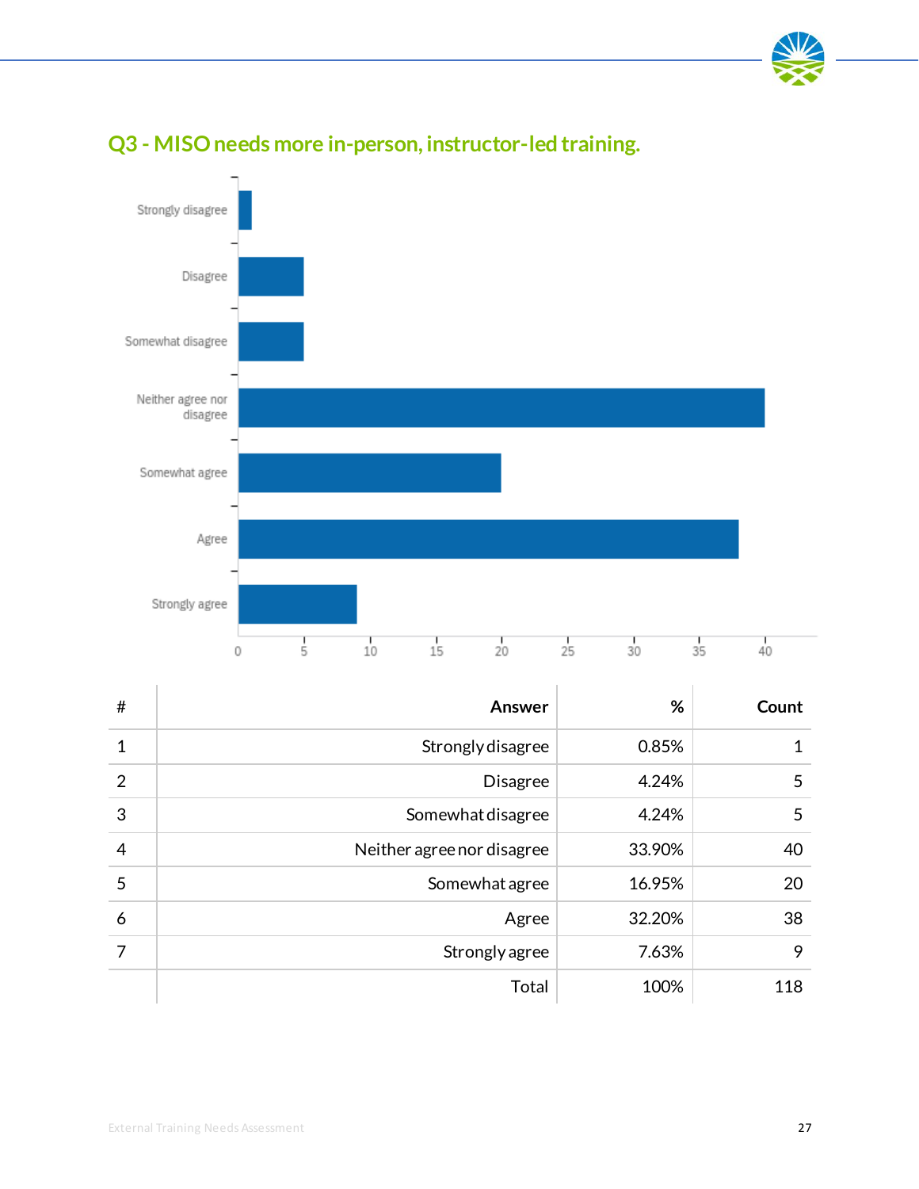## Q3 - MISO needs more in-person, instructor-led training.

| # | Answer | % | Count |
|---|---|---|---|
| 1 | Strongly disagree | 0.85% | 1 |
| 2 | Disagree | 4.24% | 5 |
| 3 | Somewhat disagree | 4.24% | 5 |
| 4 | Neither agree nor disagree | 33.90% | 40 |
| 5 | Somewhat agree | 16.95% | 20 |
| 6 | Agree | 32.20% | 38 |
| 7 | Strongly agree | 7.63% | 9 |
| | Total | 100% | 118 |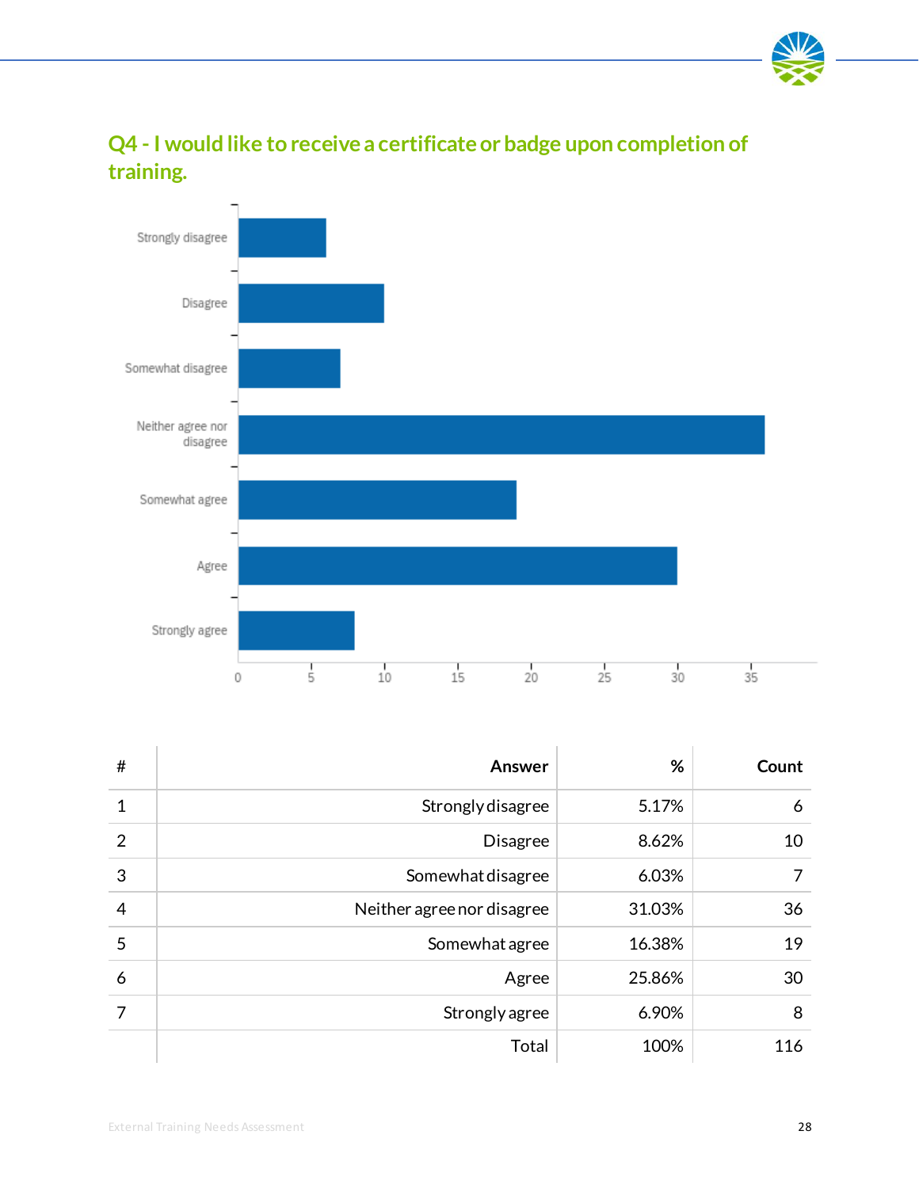## Q4 - I would like to receive a certificate or badge upon completion of training.

| # | Answer | % | Count |
|---|---|---|---|
| 1 | Strongly disagree | 5.17% | 6 |
| 2 | Disagree | 8.62% | 10 |
| 3 | Somewhat disagree | 6.03% | 7 |
| 4 | Neither agree nor disagree | 31.03% | 36 |
| 5 | Somewhat agree | 16.38% | 19 |
| 6 | Agree | 25.86% | 30 |
| 7 | Strongly agree | 6.90% | 8 |
| | Total | 100% | 116 |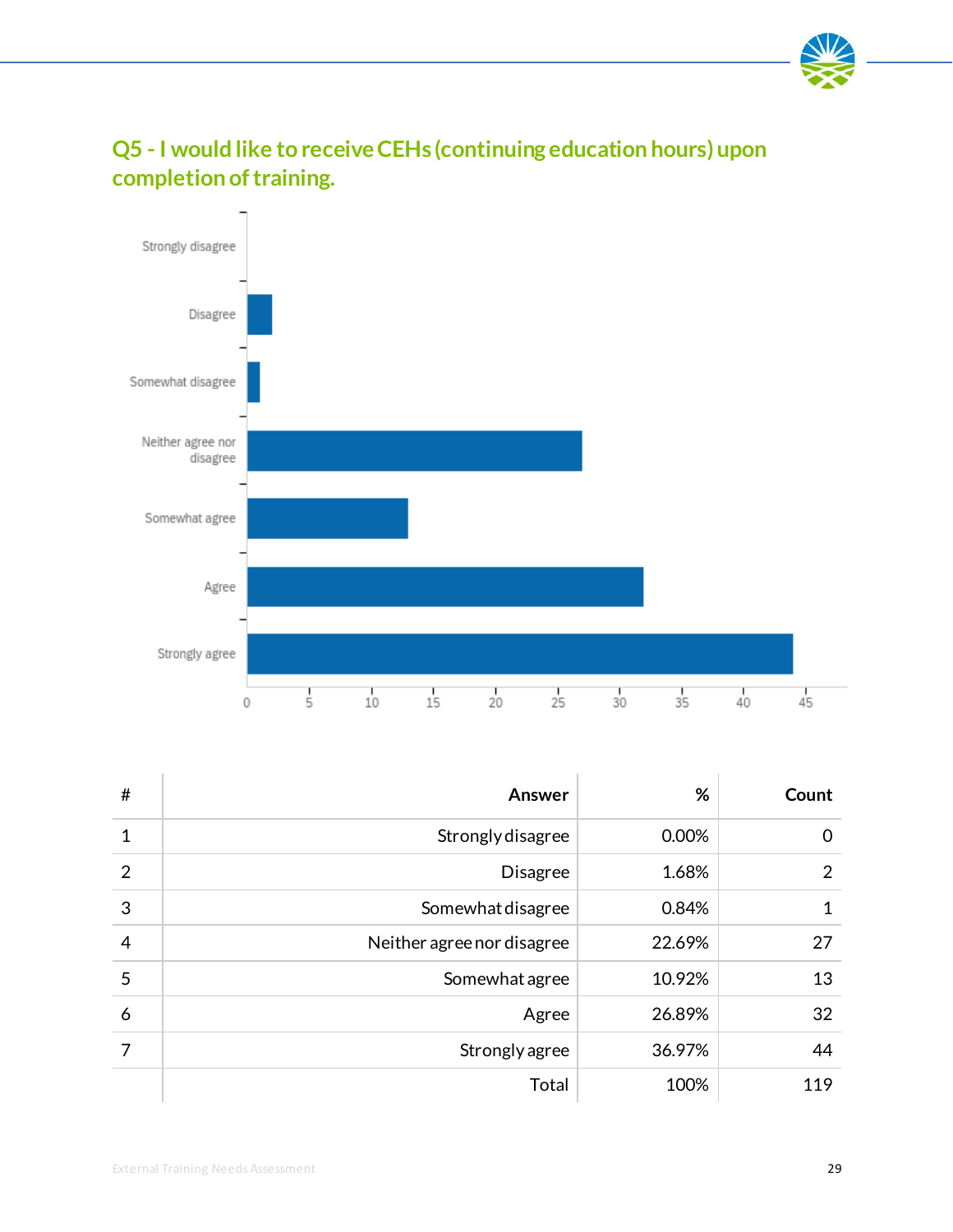## Q5 - I would like to receive CEHs (continuing education hours) upon completion of training.

| # | Answer | % | Count |
|---|---|---|---|
| 1 | Strongly disagree | 0.00% | 0 |
| 2 | Disagree | 1.68% | 2 |
| 3 | Somewhat disagree | 0.84% | 1 |
| 4 | Neither agree nor disagree | 22.69% | 27 |
| 5 | Somewhat agree | 10.92% | 13 |
| 6 | Agree | 26.89% | 32 |
| 7 | Strongly agree | 36.97% | 44 |
| | Total | 100% | 119 |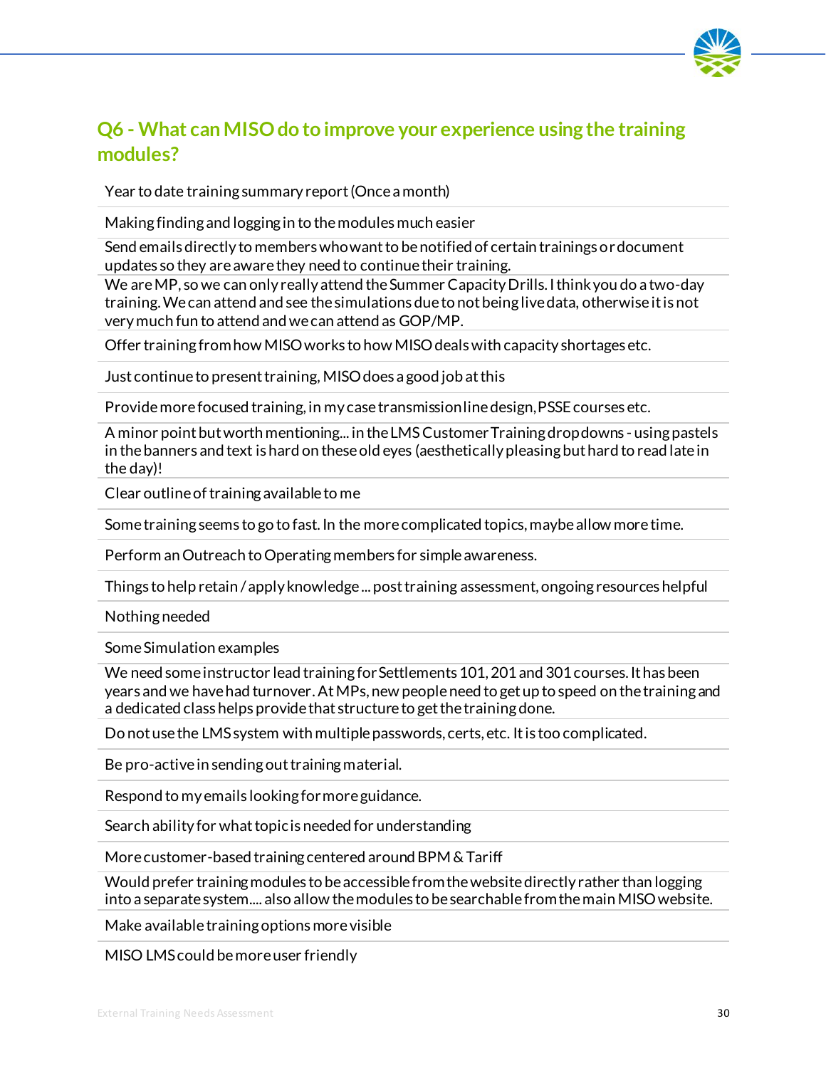## Q6 - What can MISO do to improve your experience using the training modules?

| |
|---|
| Year to date training summary report (Once a month) |
| Making finding and logging in to the modules much easier |
| Send emails directly to members who want to be notified of certain trainings or document updates so they are aware they need to continue their training. |
| We are MP, so we can only really attend the Summer Capacity Drills. I think you do a two-day training. We can attend and see the simulations due to not being live data, otherwise it is not very much fun to attend and we can attend as GOP/MP. |
| Offer training from how MISO works to how MISO deals with capacity shortages etc. |
| Just continue to present training, MISO does a good job at this |
| Provide more focused training, in my case transmission line design, PSSE courses etc. |
| A minor point but worth mentioning... in the LMS Customer Training dropdowns - using pastels in the banners and text is hard on these old eyes (aesthetically pleasing but hard to read late in the day)! |
| Clear outline of training available to me |
| Some training seems to go to fast. In the more complicated topics, maybe allow more time. |
| Perform an Outreach to Operating members for simple awareness. |
| Things to help retain / apply knowledge ... post training assessment, ongoing resources helpful |
| Nothing needed |
| Some Simulation examples |
| We need some instructor lead training for Settlements 101, 201 and 301 courses. It has been years and we have had turnover. At MPs, new people need to get up to speed on the training and a dedicated class helps provide that structure to get the training done. |
| Do not use the LMS system with multiple passwords, certs, etc. It is too complicated. |
| Be pro-active in sending out training material. |
| Respond to my emails looking for more guidance. |
| Search ability for what topic is needed for understanding |
| More customer-based training centered around BPM & Tariff |
| Would prefer training modules to be accessible from the website directly rather than logging into a separate system.... also allow the modules to be searchable from the main MISO website. |
| Make available training options more visible |
| MISO LMS could be more user friendly |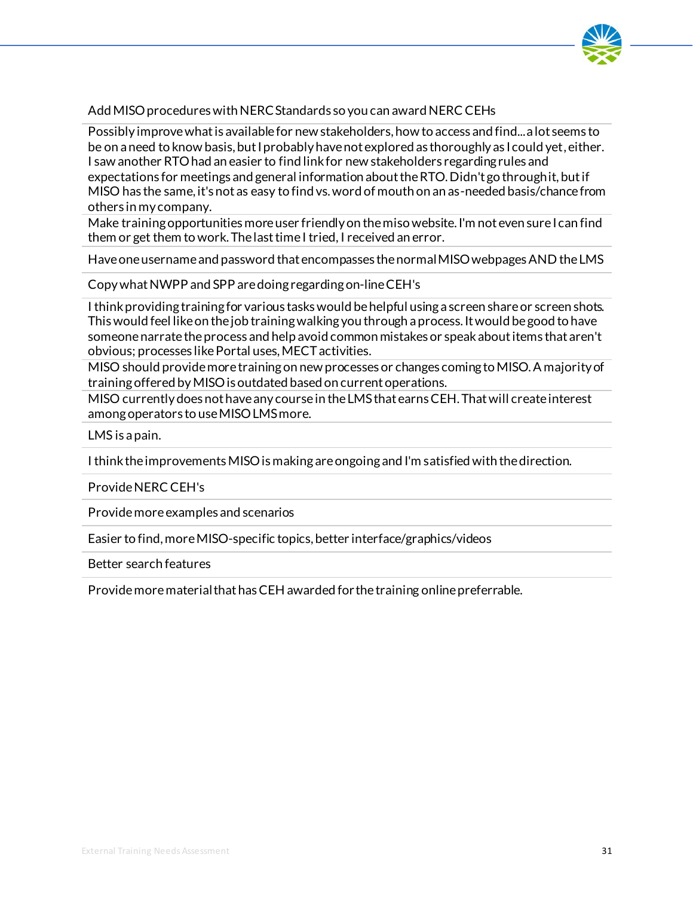| |
|---|
| Add MISO procedures with NERC Standards so you can award NERC CEHs |
| Possibly improve what is available for new stakeholders, how to access and find...a lot seems to be on a need to know basis, but I probably have not explored as thoroughly as I could yet, either. I saw another RTO had an easier to find link for new stakeholders regarding rules and expectations for meetings and general information about the RTO. Didn't go through it, but if MISO has the same, it's not as easy to find vs. word of mouth on an as-needed basis/chance from others in my company. |
| Make training opportunities more user friendly on the miso website. I'm not even sure I can find them or get them to work. The last time I tried, I received an error. |
| Have one username and password that encompasses the normal MISO webpages AND the LMS |
| Copy what NWPP and SPP are doing regarding on-line CEH's |
| I think providing training for various tasks would be helpful using a screen share or screen shots. This would feel like on the job training walking you through a process. It would be good to have someone narrate the process and help avoid common mistakes or speak about items that aren't obvious; processes like Portal uses, MECT activities. |
| MISO should provide more training on new processes or changes coming to MISO. A majority of training offered by MISO is outdated based on current operations. |
| MISO currently does not have any course in the LMS that earns CEH. That will create interest among operators to use MISO LMS more. |
| LMS is a pain. |
| I think the improvements MISO is making are ongoing and I'm satisfied with the direction. |
| Provide NERC CEH's |
| Provide more examples and scenarios |
| Easier to find, more MISO-specific topics, better interface/graphics/videos |
| Better search features |
| Provide more material that has CEH awarded for the training online preferrable. |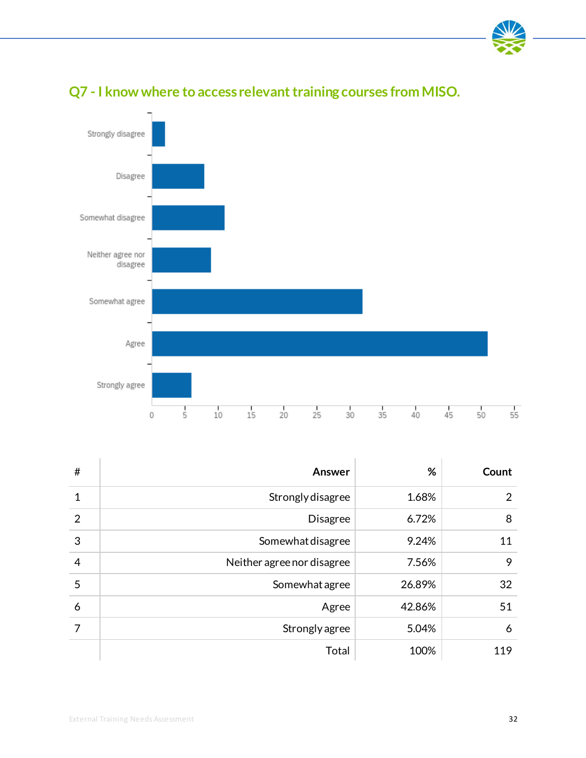## Q7 - I know where to access relevant training courses from MISO.

| # | Answer | % | Count |
|---|---|---|---|
| 1 | Strongly disagree | 1.68% | 2 |
| 2 | Disagree | 6.72% | 8 |
| 3 | Somewhat disagree | 9.24% | 11 |
| 4 | Neither agree nor disagree | 7.56% | 9 |
| 5 | Somewhat agree | 26.89% | 32 |
| 6 | Agree | 42.86% | 51 |
| 7 | Strongly agree | 5.04% | 6 |
| | Total | 100% | 119 |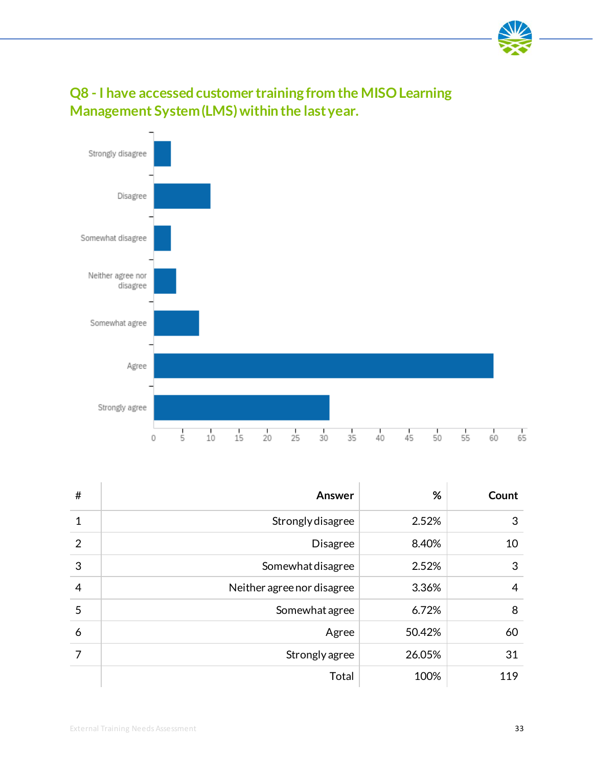## Q8 - I have accessed customer training from the MISO Learning Management System (LMS) within the last year.

| # | Answer | % | Count |
|---|---|---|---|
| 1 | Strongly disagree | 2.52% | 3 |
| 2 | Disagree | 8.40% | 10 |
| 3 | Somewhat disagree | 2.52% | 3 |
| 4 | Neither agree nor disagree | 3.36% | 4 |
| 5 | Somewhat agree | 6.72% | 8 |
| 6 | Agree | 50.42% | 60 |
| 7 | Strongly agree | 26.05% | 31 |
| | Total | 100% | 119 |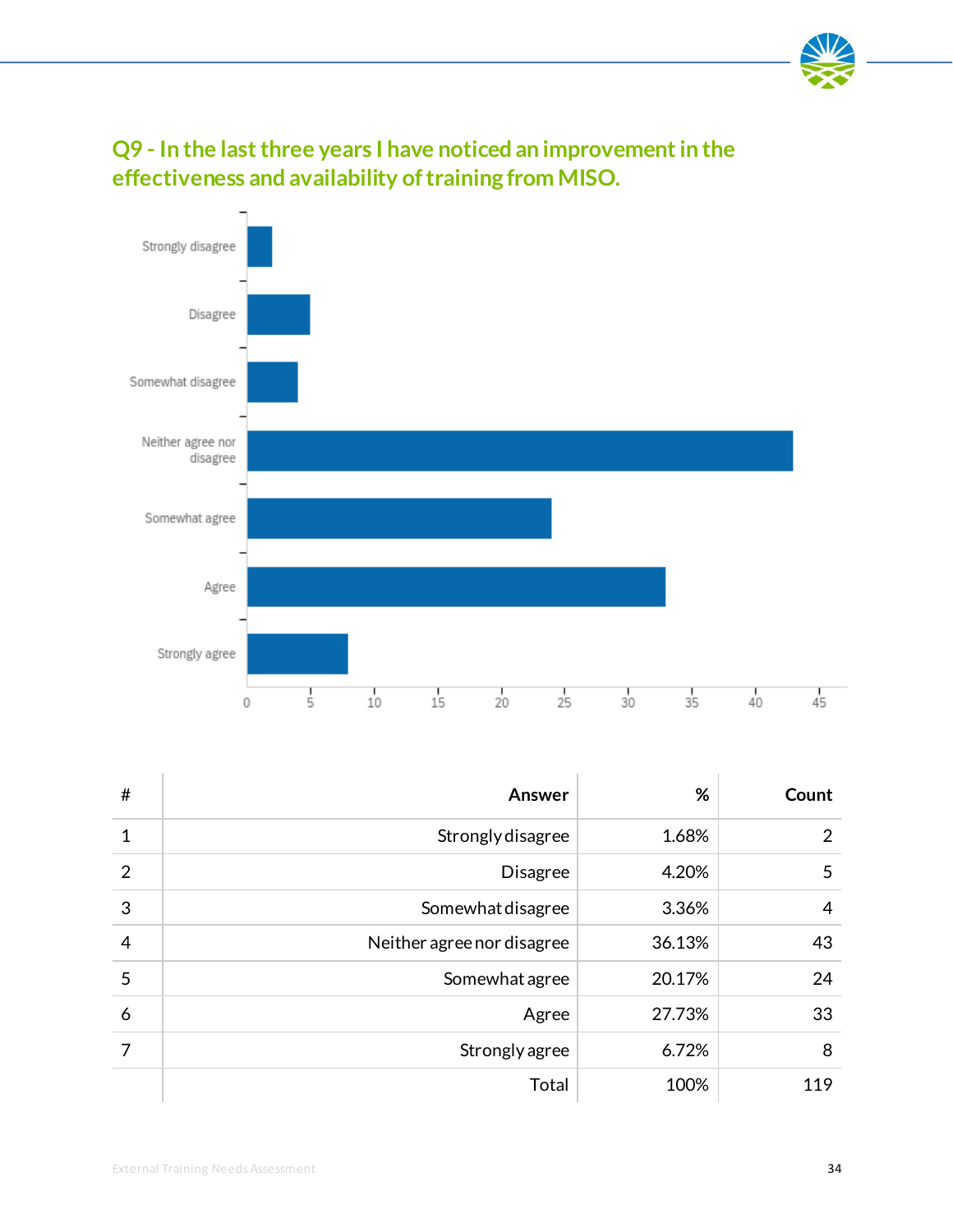## Q9 - In the last three years I have noticed an improvement in the effectiveness and availability of training from MISO.

| # | Answer | % | Count |
|---|---|---|---|
| 1 | Strongly disagree | 1.68% | 2 |
| 2 | Disagree | 4.20% | 5 |
| 3 | Somewhat disagree | 3.36% | 4 |
| 4 | Neither agree nor disagree | 36.13% | 43 |
| 5 | Somewhat agree | 20.17% | 24 |
| 6 | Agree | 27.73% | 33 |
| 7 | Strongly agree | 6.72% | 8 |
| | Total | 100% | 119 |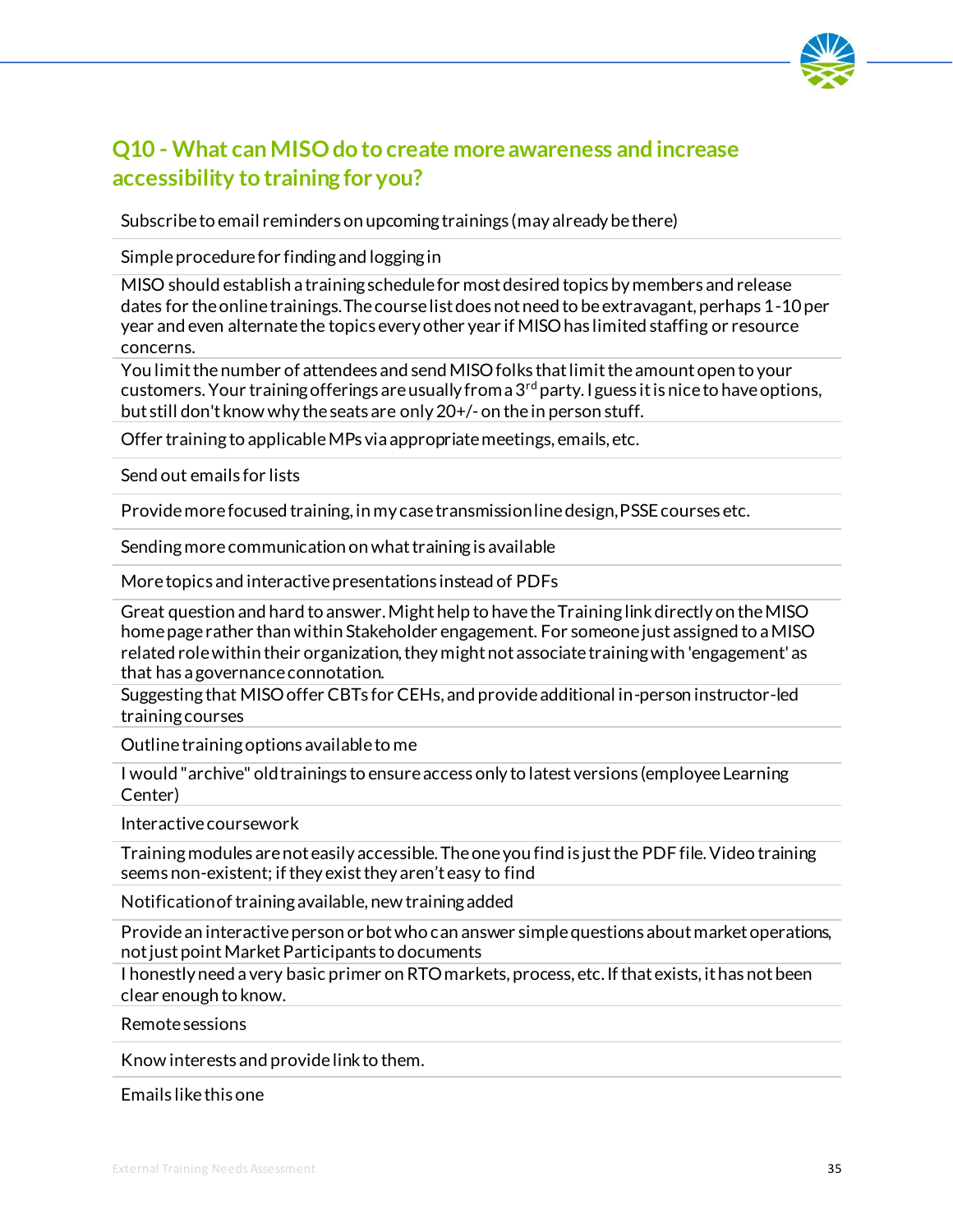## Q10 - What can MISO do to create more awareness and increase accessibility to training for you?

| |
|---|
| Subscribe to email reminders on upcoming trainings (may already be there) |
| Simple procedure for finding and logging in |
| MISO should establish a training schedule for most desired topics by members and release dates for the online trainings. The course list does not need to be extravagant, perhaps 1-10 per year and even alternate the topics every other year if MISO has limited staffing or resource concerns. |
| You limit the number of attendees and send MISO folks that limit the amount open to your customers. Your training offerings are usually from a 3rd party. I guess it is nice to have options, but still don't know why the seats are only 20+/- on the in person stuff. |
| Offer training to applicable MPs via appropriate meetings, emails, etc. |
| Send out emails for lists |
| Provide more focused training, in my case transmission line design, PSSE courses etc. |
| Sending more communication on what training is available |
| More topics and interactive presentations instead of PDFs |
| Great question and hard to answer. Might help to have the Training link directly on the MISO home page rather than within Stakeholder engagement. For someone just assigned to a MISO related role within their organization, they might not associate training with 'engagement' as that has a governance connotation. |
| Suggesting that MISO offer CBTs for CEHs, and provide additional in-person instructor-led training courses |
| Outline training options available to me |
| I would "archive" old trainings to ensure access only to latest versions (employee Learning Center) |
| Interactive coursework |
| Training modules are not easily accessible. The one you find is just the PDF file. Video training seems non-existent; if they exist they aren't easy to find |
| Notification of training available, new training added |
| Provide an interactive person or bot who can answer simple questions about market operations, not just point Market Participants to documents |
| I honestly need a very basic primer on RTO markets, process, etc. If that exists, it has not been clear enough to know. |
| Remote sessions |
| Know interests and provide link to them. |
| Emails like this one |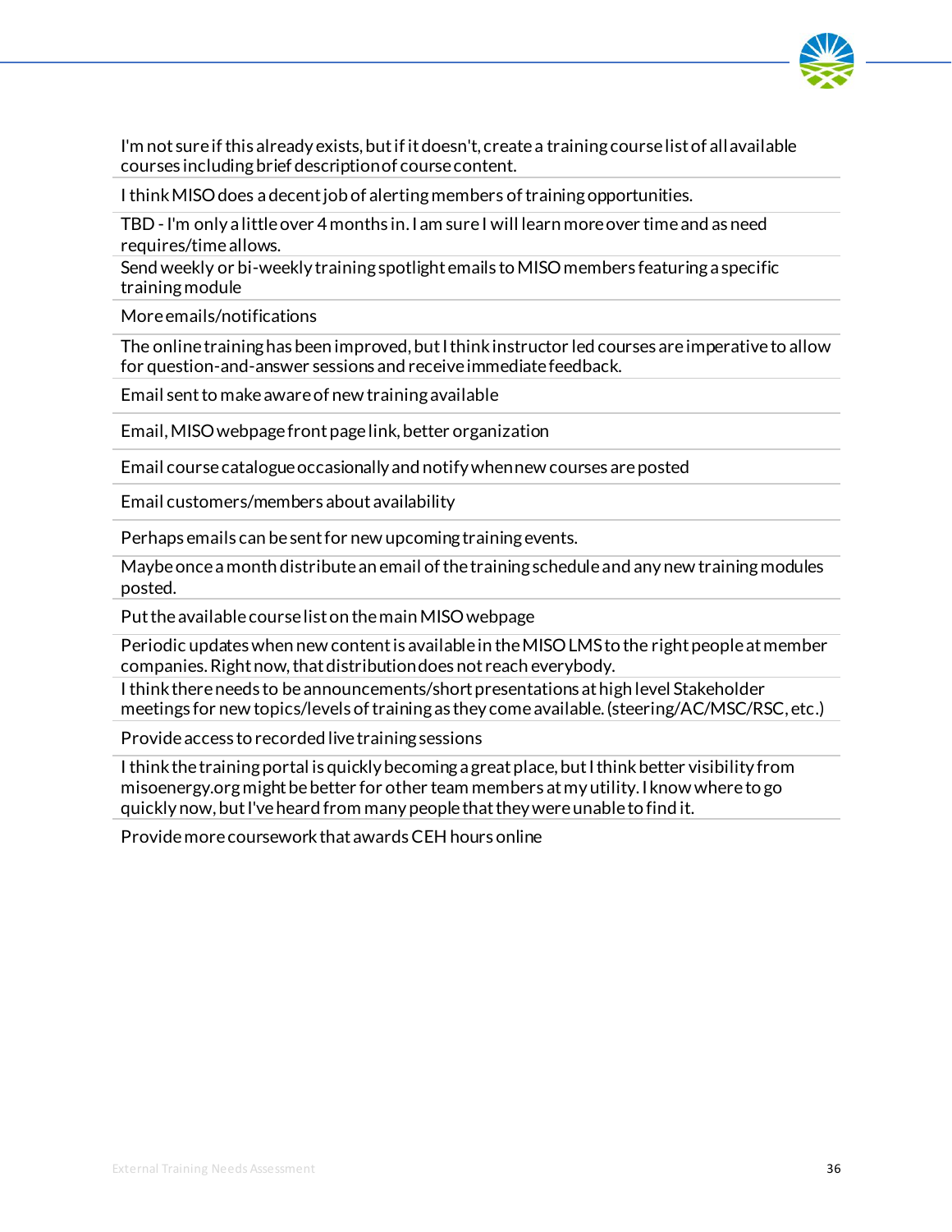I'm not sure if this already exists, but if it doesn't, create a training course list of all available courses including brief description of course content.

I think MISO does a decent job of alerting members of training opportunities.

TBD - I'm only a little over 4 months in. I am sure I will learn more over time and as need requires/time allows.

Send weekly or bi-weekly training spotlight emails to MISO members featuring a specific training module

More emails/notifications

The online training has been improved, but I think instructor led courses are imperative to allow for question-and-answer sessions and receive immediate feedback.

Email sent to make aware of new training available

Email, MISO webpage front page link, better organization

Email course catalogue occasionally and notify when new courses are posted

Email customers/members about availability

Perhaps emails can be sent for new upcoming training events.

Maybe once a month distribute an email of the training schedule and any new training modules posted.

Put the available course list on the main MISO webpage

Periodic updates when new content is available in the MISO LMS to the right people at member companies. Right now, that distribution does not reach everybody.

I think there needs to be announcements/short presentations at high level Stakeholder meetings for new topics/levels of training as they come available. (steering/AC/MSC/RSC, etc.)

Provide access to recorded live training sessions

I think the training portal is quickly becoming a great place, but I think better visibility from misoenergy.org might be better for other team members at my utility. I know where to go quickly now, but I've heard from many people that they were unable to find it.

Provide more coursework that awards CEH hours online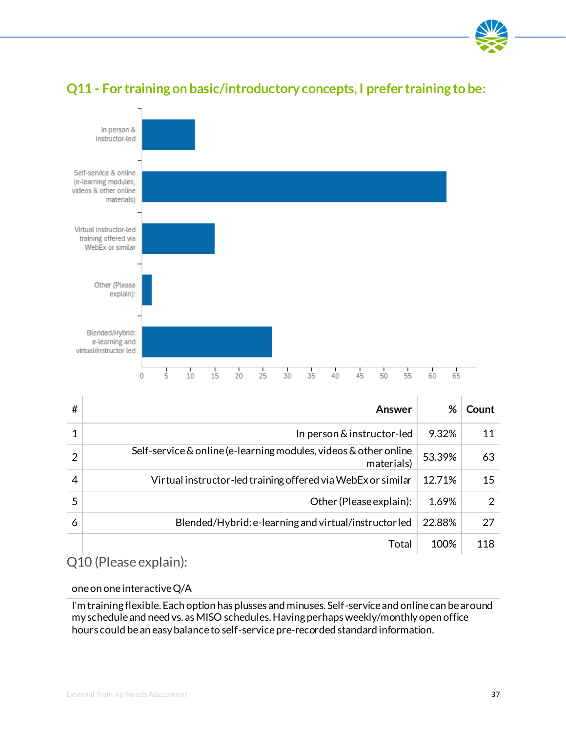## Q11 - For training on basic/introductory concepts, I prefer training to be:

| # | Answer | % | Count |
|---|---|---|---|
| 1 | In person & instructor-led | 9.32% | 11 |
| 2 | Self-service & online (e-learning modules, videos & other online materials) | 53.39% | 63 |
| 4 | Virtual instructor-led training offered via WebEx or similar | 12.71% | 15 |
| 5 | Other (Please explain): | 1.69% | 2 |
| 6 | Blended/Hybrid: e-learning and virtual/instructor led | 22.88% | 27 |
| | Total | 100% | 118 |

Q10 (Please explain):

| |
|---|
| one on one interactive Q/A |
| I'm training flexible. Each option has plusses and minuses. Self-service and online can be around my schedule and need vs. as MISO schedules. Having perhaps weekly/monthly open office hours could be an easy balance to self-service pre-recorded standard information. |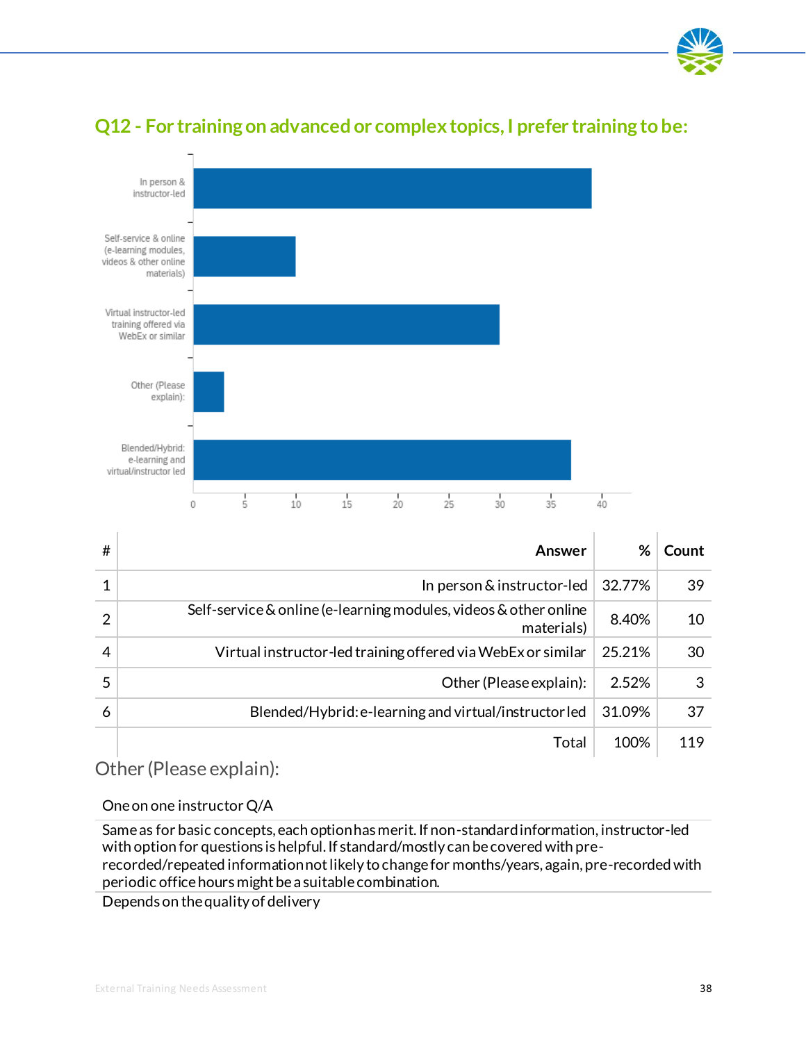## Q12 - For training on advanced or complex topics, I prefer training to be:

| # | Answer | % | Count |
|---|---|---|---|
| 1 | In person & instructor-led | 32.77% | 39 |
| 2 | Self-service & online (e-learning modules, videos & other online materials) | 8.40% | 10 |
| 4 | Virtual instructor-led training offered via WebEx or similar | 25.21% | 30 |
| 5 | Other (Please explain): | 2.52% | 3 |
| 6 | Blended/Hybrid: e-learning and virtual/instructor led | 31.09% | 37 |
| | Total | 100% | 119 |

### Other (Please explain):

| |
|---|
| One on one instructor Q/A |
| Same as for basic concepts, each option has merit. If non-standard information, instructor-led with option for questions is helpful. If standard/mostly can be covered with pre-recorded/repeated information not likely to change for months/years, again, pre-recorded with periodic office hours might be a suitable combination. |
| Depends on the quality of delivery |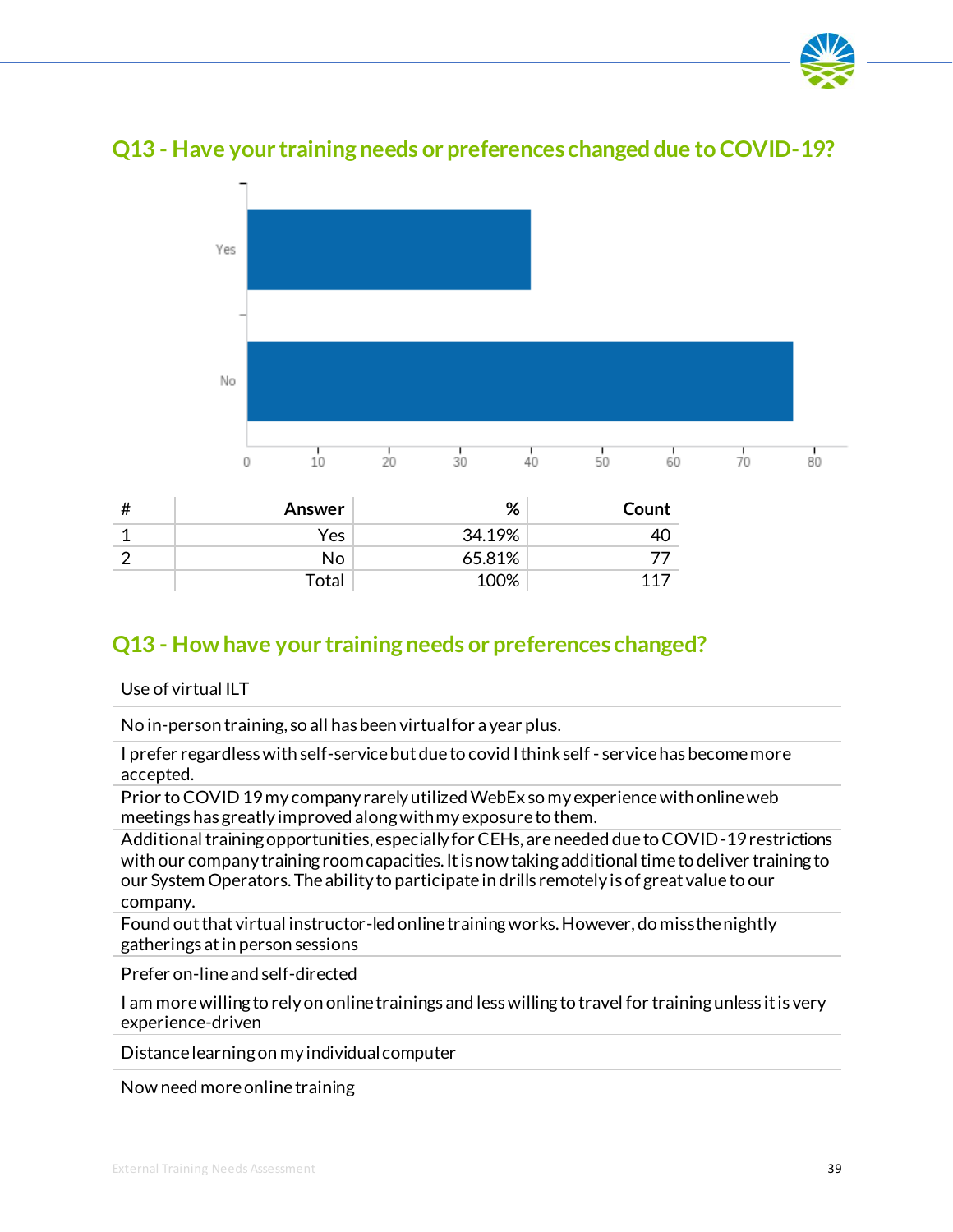## Q13 - Have your training needs or preferences changed due to COVID-19?

| # | Answer | % | Count |
|---|---|---|---|
| 1 | Yes | 34.19% | 40 |
| 2 | No | 65.81% | 77 |
| | Total | 100% | 117 |

## Q13 - How have your training needs or preferences changed?

| |
|---|
| Use of virtual ILT |
| No in-person training, so all has been virtual for a year plus. |
| I prefer regardless with self-service but due to covid I think self - service has become more accepted. |
| Prior to COVID 19 my company rarely utilized WebEx so my experience with online web meetings has greatly improved along with my exposure to them. |
| Additional training opportunities, especially for CEHs, are needed due to COVID-19 restrictions with our company training room capacities. It is now taking additional time to deliver training to our System Operators. The ability to participate in drills remotely is of great value to our company. |
| Found out that virtual instructor-led online training works. However, do miss the nightly gatherings at in person sessions |
| Prefer on-line and self-directed |
| I am more willing to rely on online trainings and less willing to travel for training unless it is very experience-driven |
| Distance learning on my individual computer |
| Now need more online training |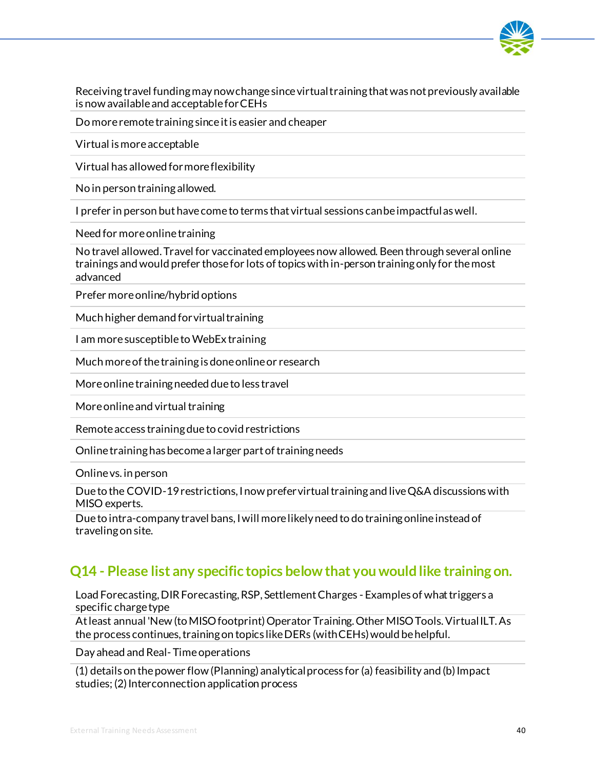| Receiving travel funding may now change since virtual training that was not previously available is now available and acceptable for CEHs |
|---|
| Do more remote training since it is easier and cheaper |
| Virtual is more acceptable |
| Virtual has allowed for more flexibility |
| No in person training allowed. |
| I prefer in person but have come to terms that virtual sessions can be impactful as well. |
| Need for more online training |
| No travel allowed. Travel for vaccinated employees now allowed. Been through several online trainings and would prefer those for lots of topics with in-person training only for the most advanced |
| Prefer more online/hybrid options |
| Much higher demand for virtual training |
| I am more susceptible to WebEx training |
| Much more of the training is done online or research |
| More online training needed due to less travel |
| More online and virtual training |
| Remote access training due to covid restrictions |
| Online training has become a larger part of training needs |
| Online vs. in person |
| Due to the COVID-19 restrictions, I now prefer virtual training and live Q&A discussions with MISO experts. |
| Due to intra-company travel bans, I will more likely need to do training online instead of traveling on site. |

## Q14 - Please list any specific topics below that you would like training on.

| Load Forecasting, DIR Forecasting, RSP, Settlement Charges - Examples of what triggers a specific charge type |
|---|
| At least annual 'New (to MISO footprint) Operator Training. Other MISO Tools. Virtual ILT. As the process continues, training on topics like DERs (with CEHs) would be helpful. |
| Day ahead and Real- Time operations |
| (1) details on the power flow (Planning) analytical process for (a) feasibility and (b) Impact studies; (2) Interconnection application process |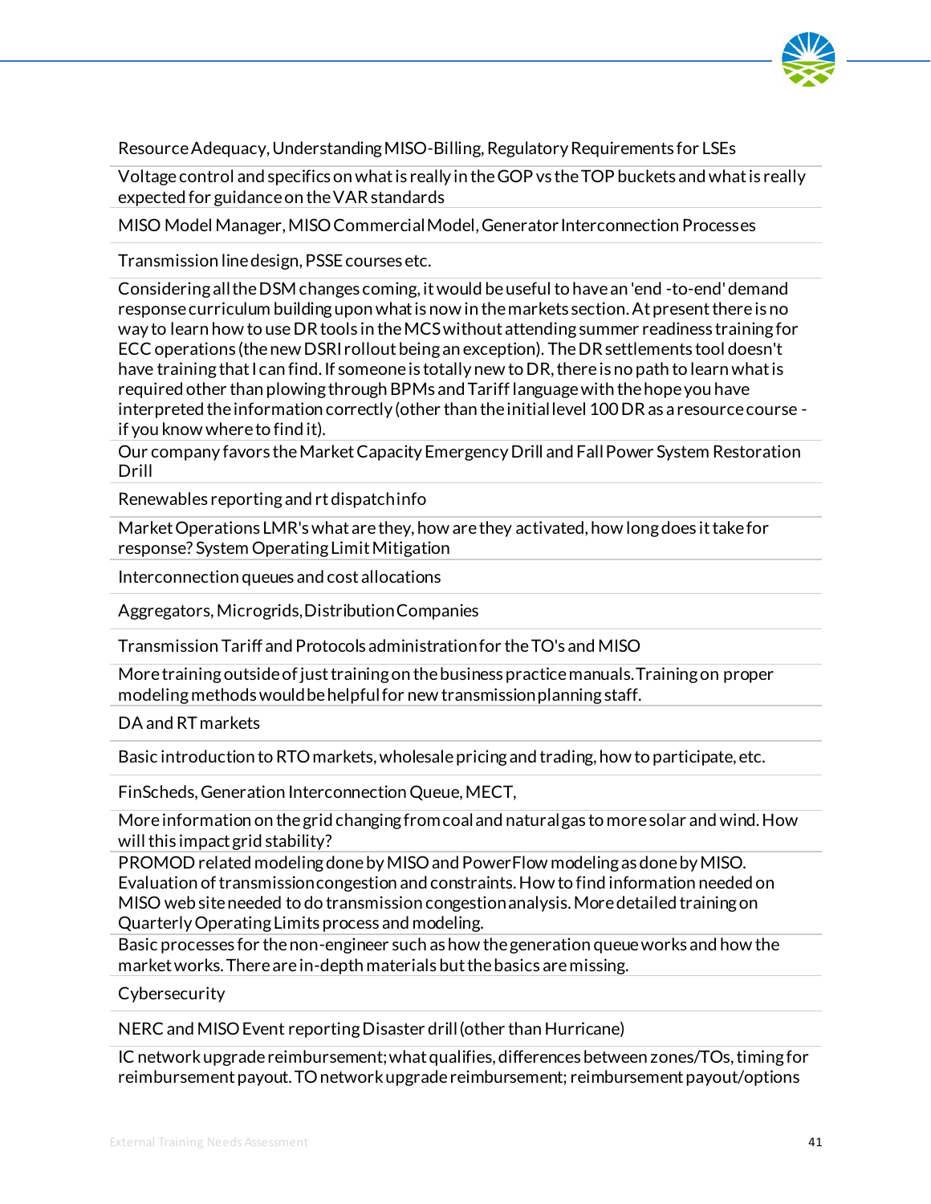| |
|---|
| Resource Adequacy, Understanding MISO-Billing, Regulatory Requirements for LSEs |
| Voltage control and specifics on what is really in the GOP vs the TOP buckets and what is really expected for guidance on the VAR standards |
| MISO Model Manager, MISO Commercial Model, Generator Interconnection Processes |
| Transmission line design, PSSE courses etc. |
| Considering all the DSM changes coming, it would be useful to have an 'end -to-end' demand response curriculum building upon what is now in the markets section. At present there is no way to learn how to use DR tools in the MCS without attending summer readiness training for ECC operations (the new DSRI rollout being an exception). The DR settlements tool doesn't have training that I can find. If someone is totally new to DR, there is no path to learn what is required other than plowing through BPMs and Tariff language with the hope you have interpreted the information correctly (other than the initial level 100 DR as a resource course - if you know where to find it). |
| Our company favors the Market Capacity Emergency Drill and Fall Power System Restoration Drill |
| Renewables reporting and rt dispatch info |
| Market Operations LMR's what are they, how are they activated, how long does it take for response? System Operating Limit Mitigation |
| Interconnection queues and cost allocations |
| Aggregators, Microgrids, Distribution Companies |
| Transmission Tariff and Protocols administration for the TO's and MISO |
| More training outside of just training on the business practice manuals. Training on proper modeling methods would be helpful for new transmission planning staff. |
| DA and RT markets |
| Basic introduction to RTO markets, wholesale pricing and trading, how to participate, etc. |
| FinScheds, Generation Interconnection Queue, MECT, |
| More information on the grid changing from coal and natural gas to more solar and wind. How will this impact grid stability? |
| PROMOD related modeling done by MISO and PowerFlow modeling as done by MISO. Evaluation of transmission congestion and constraints. How to find information needed on MISO web site needed to do transmission congestion analysis. More detailed training on Quarterly Operating Limits process and modeling. |
| Basic processes for the non-engineer such as how the generation queue works and how the market works. There are in-depth materials but the basics are missing. |
| Cybersecurity |
| NERC and MISO Event reporting Disaster drill (other than Hurricane) |
| IC network upgrade reimbursement; what qualifies, differences between zones/TOs, timing for reimbursement payout. TO network upgrade reimbursement; reimbursement payout/options |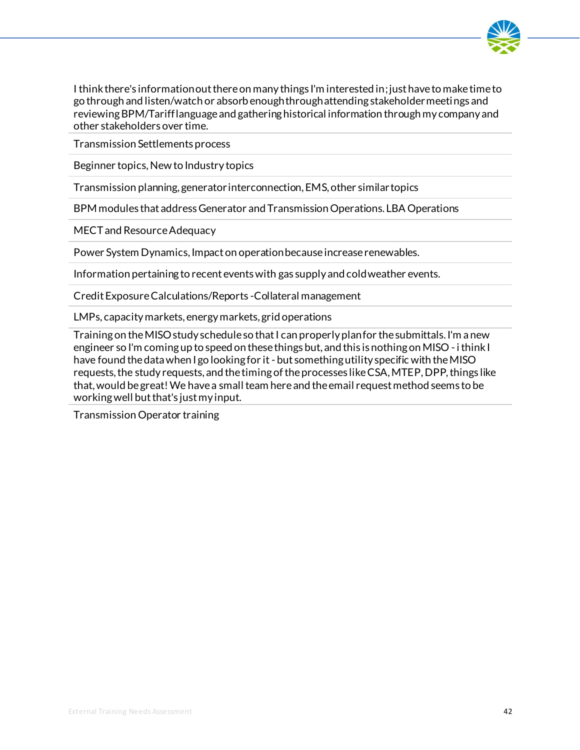| |
|---|
| I think there's information out there on many things I'm interested in; just have to make time to go through and listen/watch or absorb enough through attending stakeholder meetings and reviewing BPM/Tariff language and gathering historical information through my company and other stakeholders over time. |
| Transmission Settlements process |
| Beginner topics, New to Industry topics |
| Transmission planning, generator interconnection, EMS, other similar topics |
| BPM modules that address Generator and Transmission Operations. LBA Operations |
| MECT and Resource Adequacy |
| Power System Dynamics, Impact on operation because increase renewables. |
| Information pertaining to recent events with gas supply and cold weather events. |
| Credit Exposure Calculations/Reports -Collateral management |
| LMPs, capacity markets, energy markets, grid operations |
| Training on the MISO study schedule so that I can properly plan for the submittals. I'm a new engineer so I'm coming up to speed on these things but, and this is nothing on MISO - i think I have found the data when I go looking for it - but something utility specific with the MISO requests, the study requests, and the timing of the processes like CSA, MTEP, DPP, things like that, would be great! We have a small team here and the email request method seems to be working well but that's just my input. |
| Transmission Operator training |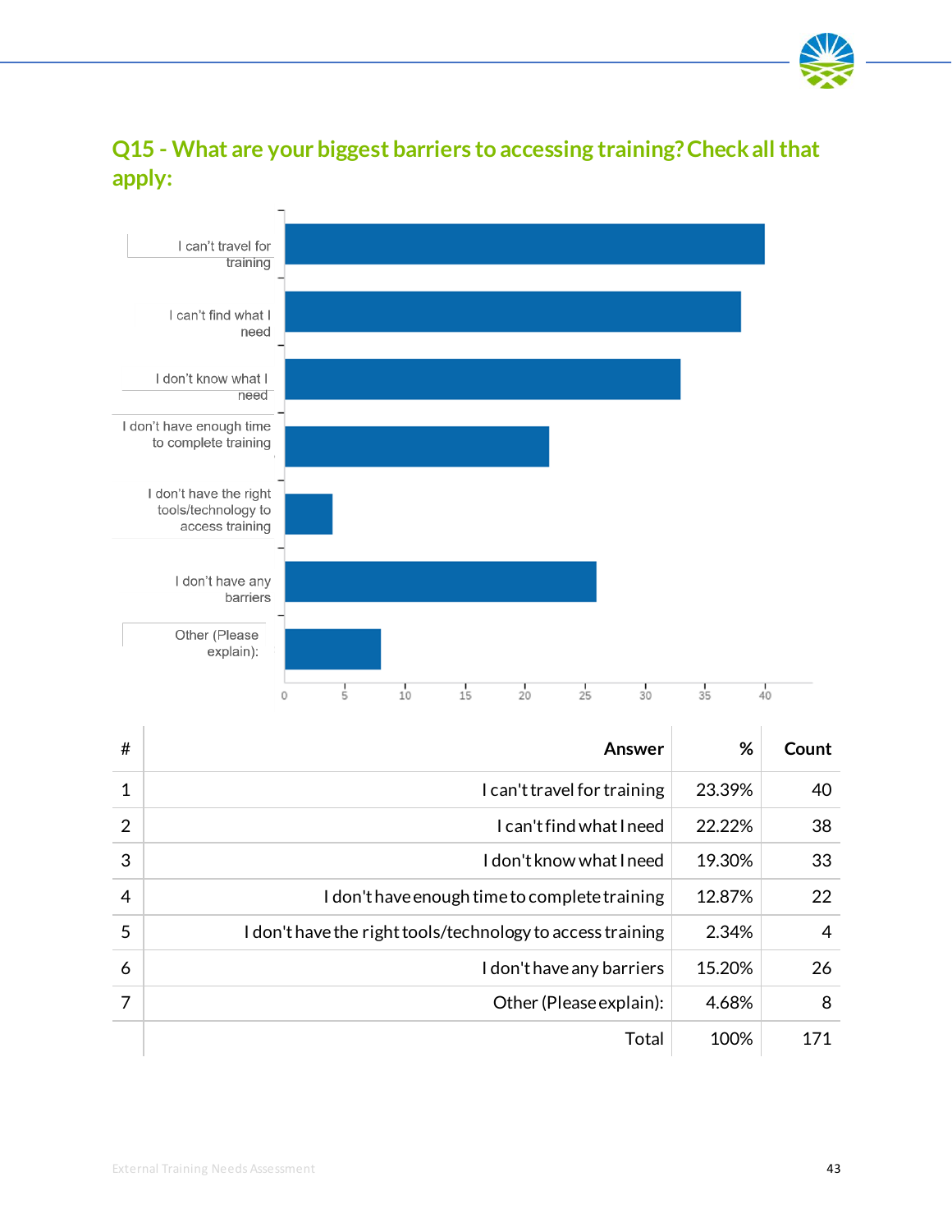## Q15 - What are your biggest barriers to accessing training? Check all that apply:

| # | Answer | % | Count |
|---|---|---|---|
| 1 | I can't travel for training | 23.39% | 40 |
| 2 | I can't find what I need | 22.22% | 38 |
| 3 | I don't know what I need | 19.30% | 33 |
| 4 | I don't have enough time to complete training | 12.87% | 22 |
| 5 | I don't have the right tools/technology to access training | 2.34% | 4 |
| 6 | I don't have any barriers | 15.20% | 26 |
| 7 | Other (Please explain): | 4.68% | 8 |
| | Total | 100% | 171 |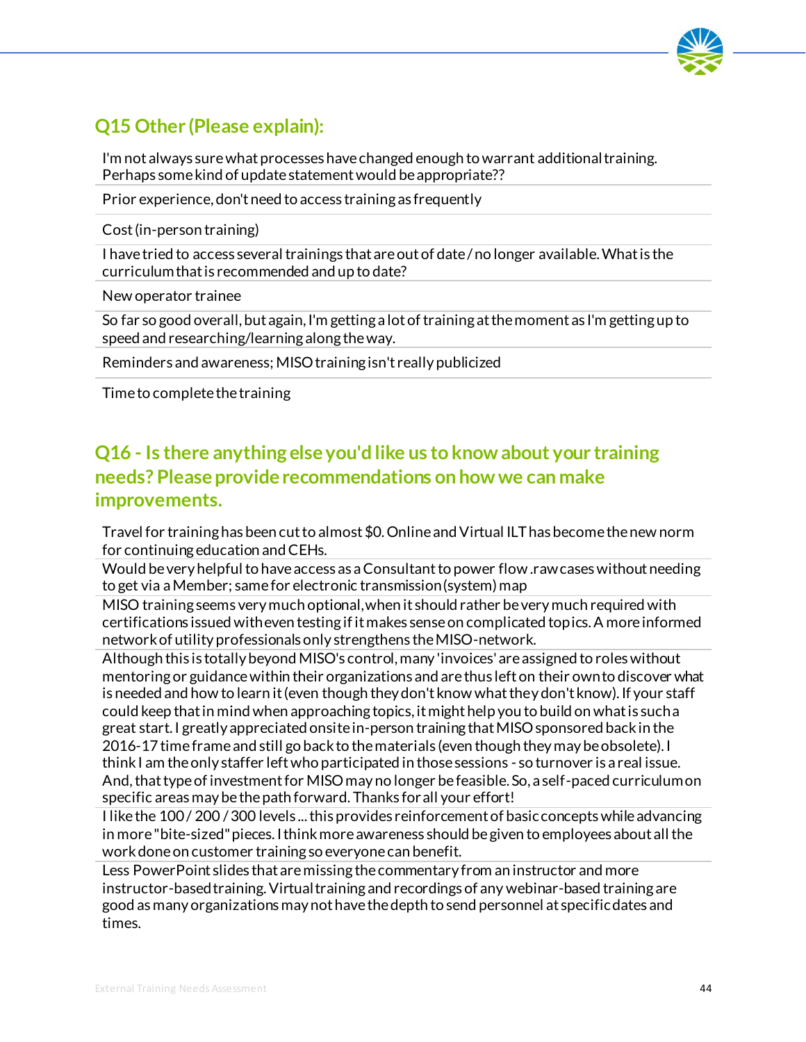## Q15 Other (Please explain):

| |
|---|
| I'm not always sure what processes have changed enough to warrant additional training. Perhaps some kind of update statement would be appropriate?? |
| Prior experience, don't need to access training as frequently |
| Cost (in-person training) |
| I have tried to access several trainings that are out of date / no longer available. What is the curriculum that is recommended and up to date? |
| New operator trainee |
| So far so good overall, but again, I'm getting a lot of training at the moment as I'm getting up to speed and researching/learning along the way. |
| Reminders and awareness; MISO training isn't really publicized |
| Time to complete the training |

## Q16 - Is there anything else you'd like us to know about your training needs? Please provide recommendations on how we can make improvements.

| |
|---|
| Travel for training has been cut to almost $0. Online and Virtual ILT has become the new norm for continuing education and CEHs. |
| Would be very helpful to have access as a Consultant to power flow .raw cases without needing to get via a Member; same for electronic transmission (system) map |
| MISO training seems very much optional, when it should rather be very much required with certifications issued with even testing if it makes sense on complicated topics. A more informed network of utility professionals only strengthens the MISO-network. |
| Although this is totally beyond MISO's control, many 'invoices' are assigned to roles without mentoring or guidance within their organizations and are thus left on their own to discover what is needed and how to learn it (even though they don't know what they don't know). If your staff could keep that in mind when approaching topics, it might help you to build on what is such a great start. I greatly appreciated onsite in-person training that MISO sponsored back in the 2016-17 time frame and still go back to the materials (even though they may be obsolete). I think I am the only staffer left who participated in those sessions - so turnover is a real issue. And, that type of investment for MISO may no longer be feasible. So, a self-paced curriculum on specific areas may be the path forward. Thanks for all your effort! |
| I like the 100 / 200 / 300 levels ... this provides reinforcement of basic concepts while advancing in more "bite-sized" pieces. I think more awareness should be given to employees about all the work done on customer training so everyone can benefit. |
| Less PowerPoint slides that are missing the commentary from an instructor and more instructor-based training. Virtual training and recordings of any webinar-based training are good as many organizations may not have the depth to send personnel at specific dates and times. |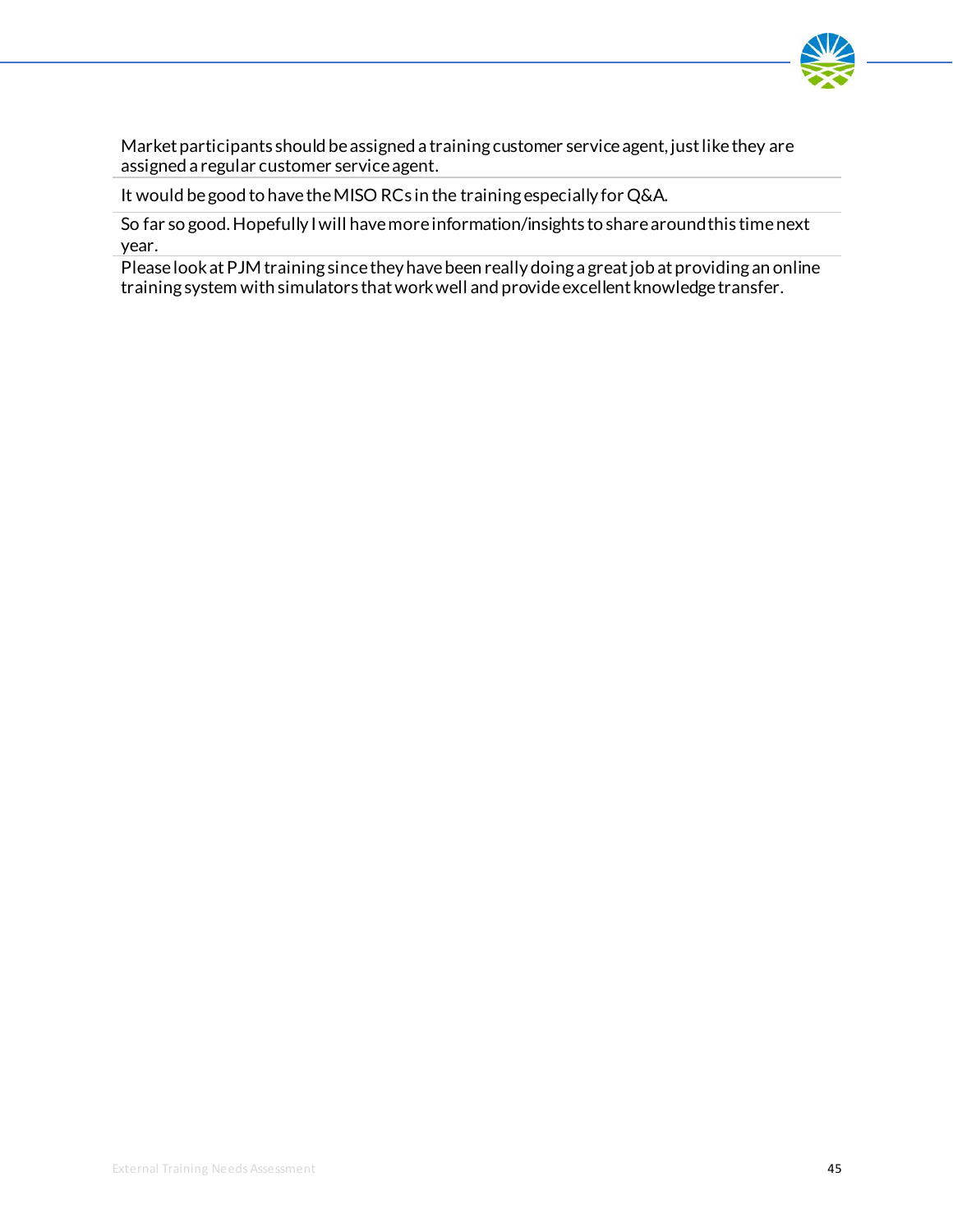| |
|---|
| Market participants should be assigned a training customer service agent, just like they are assigned a regular customer service agent. |
| It would be good to have the MISO RCs in the training especially for Q&A. |
| So far so good. Hopefully I will have more information/insights to share around this time next year. |
| Please look at PJM training since they have been really doing a great job at providing an online training system with simulators that work well and provide excellent knowledge transfer. |